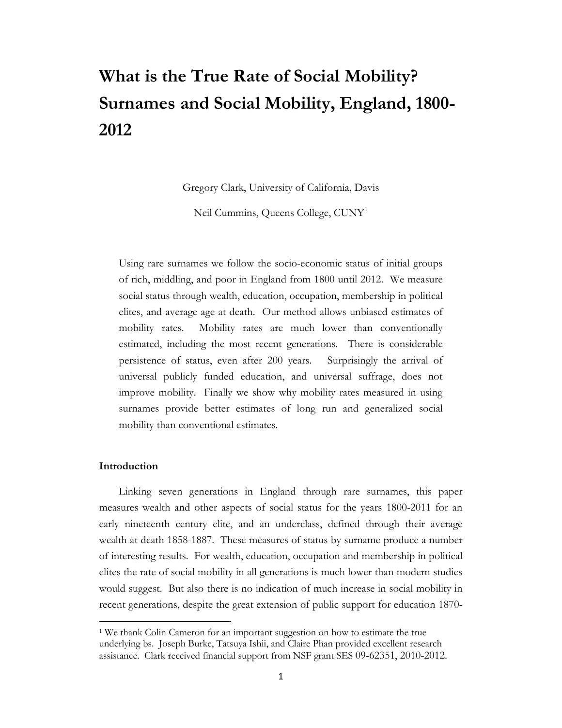# What is the True Rate of Social Mobility? Surnames and Social Mobility, England, 1800-2012

Gregory Clark, University of California, Davis

Neil Cummins, Queens College, CUNY[1]

> Using rare surnames we follow the socio-economic status of initial groups of rich, middling, and poor in England from 1800 until 2012. We measure social status through wealth, education, occupation, membership in political elites, and average age at death. Our method allows unbiased estimates of mobility rates. Mobility rates are much lower than conventionally estimated, including the most recent generations. There is considerable persistence of status, even after 200 years. Surprisingly the arrival of universal publicly funded education, and universal suffrage, does not improve mobility. Finally we show why mobility rates measured in using surnames provide better estimates of long run and generalized social mobility than conventional estimates.

## Introduction

Linking seven generations in England through rare surnames, this paper measures wealth and other aspects of social status for the years 1800-2011 for an early nineteenth century elite, and an underclass, defined through their average wealth at death 1858-1887. These measures of status by surname produce a number of interesting results. For wealth, education, occupation and membership in political elites the rate of social mobility in all generations is much lower than modern studies would suggest. But also there is no indication of much increase in social mobility in recent generations, despite the great extension of public support for education 1870-

[1] We thank Colin Cameron for an important suggestion on how to estimate the true underlying bs. Joseph Burke, Tatsuya Ishii, and Claire Phan provided excellent research assistance. Clark received financial support from NSF grant SES 09-62351, 2010-2012.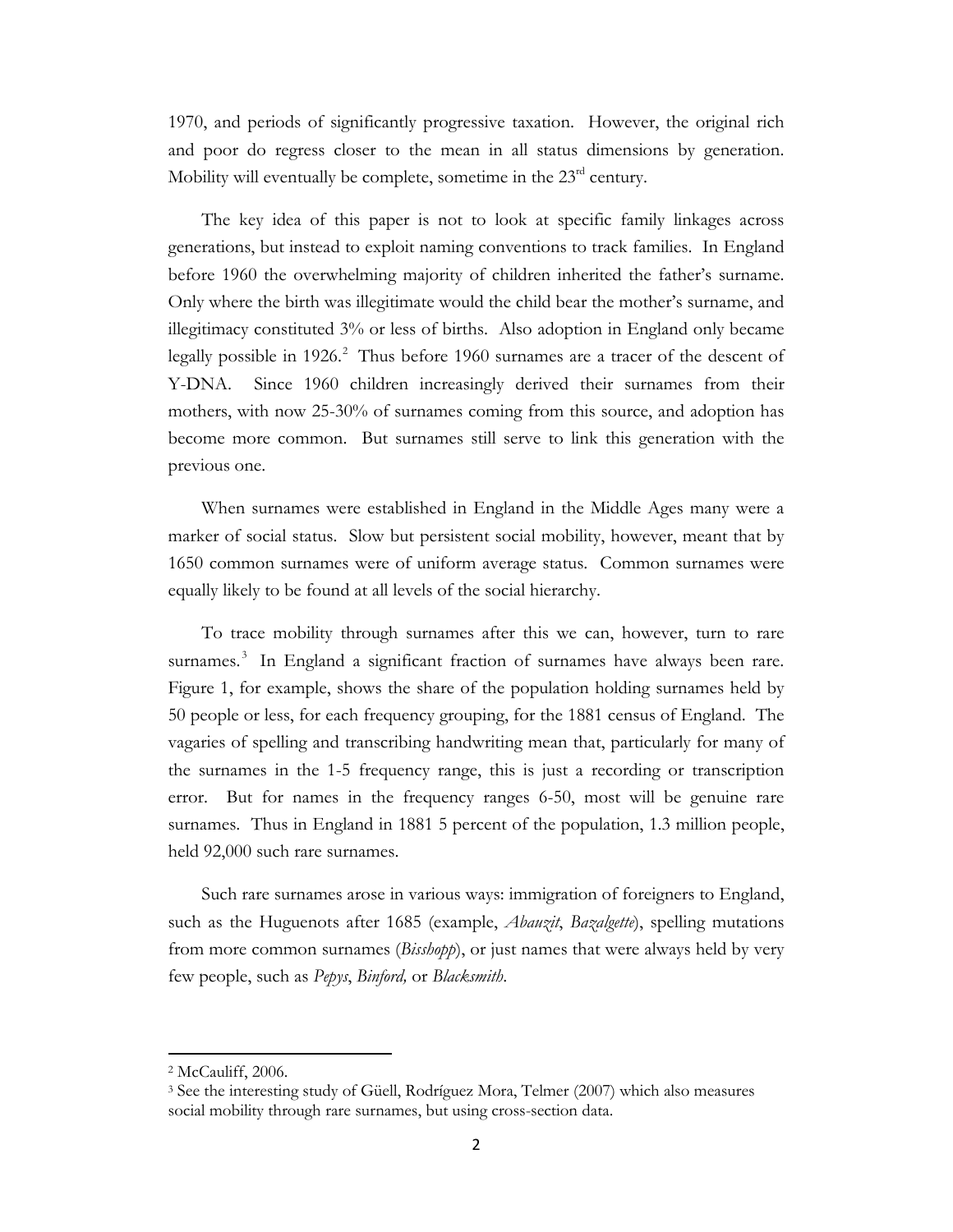1970, and periods of significantly progressive taxation. However, the original rich and poor do regress closer to the mean in all status dimensions by generation. Mobility will eventually be complete, sometime in the 23rd century.

The key idea of this paper is not to look at specific family linkages across generations, but instead to exploit naming conventions to track families. In England before 1960 the overwhelming majority of children inherited the father's surname. Only where the birth was illegitimate would the child bear the mother's surname, and illegitimacy constituted 3% or less of births. Also adoption in England only became legally possible in 1926.[2] Thus before 1960 surnames are a tracer of the descent of Y-DNA. Since 1960 children increasingly derived their surnames from their mothers, with now 25-30% of surnames coming from this source, and adoption has become more common. But surnames still serve to link this generation with the previous one.

When surnames were established in England in the Middle Ages many were a marker of social status. Slow but persistent social mobility, however, meant that by 1650 common surnames were of uniform average status. Common surnames were equally likely to be found at all levels of the social hierarchy.

To trace mobility through surnames after this we can, however, turn to rare surnames.[3] In England a significant fraction of surnames have always been rare. Figure 1, for example, shows the share of the population holding surnames held by 50 people or less, for each frequency grouping, for the 1881 census of England. The vagaries of spelling and transcribing handwriting mean that, particularly for many of the surnames in the 1-5 frequency range, this is just a recording or transcription error. But for names in the frequency ranges 6-50, most will be genuine rare surnames. Thus in England in 1881 5 percent of the population, 1.3 million people, held 92,000 such rare surnames.

Such rare surnames arose in various ways: immigration of foreigners to England, such as the Huguenots after 1685 (example, *Abauzit*, *Bazalgette*), spelling mutations from more common surnames (*Bisshopp*), or just names that were always held by very few people, such as *Pepys*, *Binford,* or *Blacksmith*.

---

[2] McCauliff, 2006.

[3] See the interesting study of Güell, Rodríguez Mora, Telmer (2007) which also measures social mobility through rare surnames, but using cross-section data.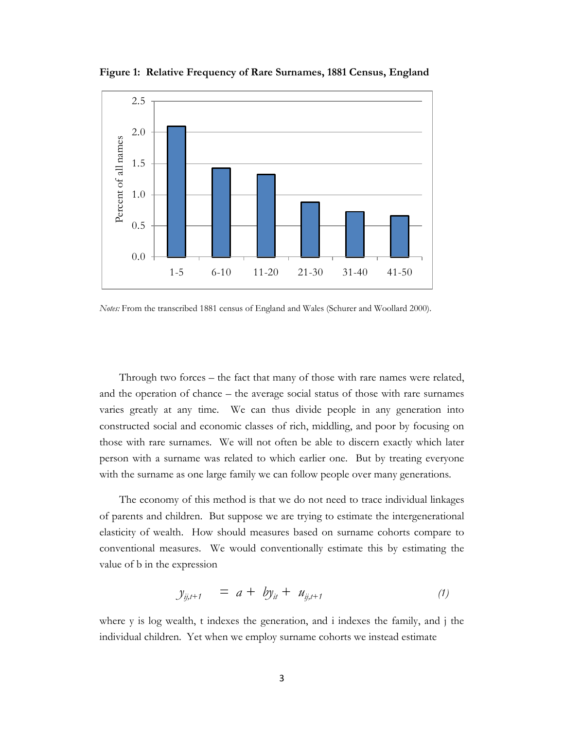**Figure 1: Relative Frequency of Rare Surnames, 1881 Census, England**

*Notes:* From the transcribed 1881 census of England and Wales (Schurer and Woollard 2000).

Through two forces – the fact that many of those with rare names were related, and the operation of chance – the average social status of those with rare surnames varies greatly at any time. We can thus divide people in any generation into constructed social and economic classes of rich, middling, and poor by focusing on those with rare surnames. We will not often be able to discern exactly which later person with a surname was related to which earlier one. But by treating everyone with the surname as one large family we can follow people over many generations.

The economy of this method is that we do not need to trace individual linkages of parents and children. But suppose we are trying to estimate the intergenerational elasticity of wealth. How should measures based on surname cohorts compare to conventional measures. We would conventionally estimate this by estimating the value of b in the expression

$$y_{ij,t+1} = a + by_{it} + u_{ij,t+1} \quad (1)$$

where y is log wealth, t indexes the generation, and i indexes the family, and j the individual children. Yet when we employ surname cohorts we instead estimate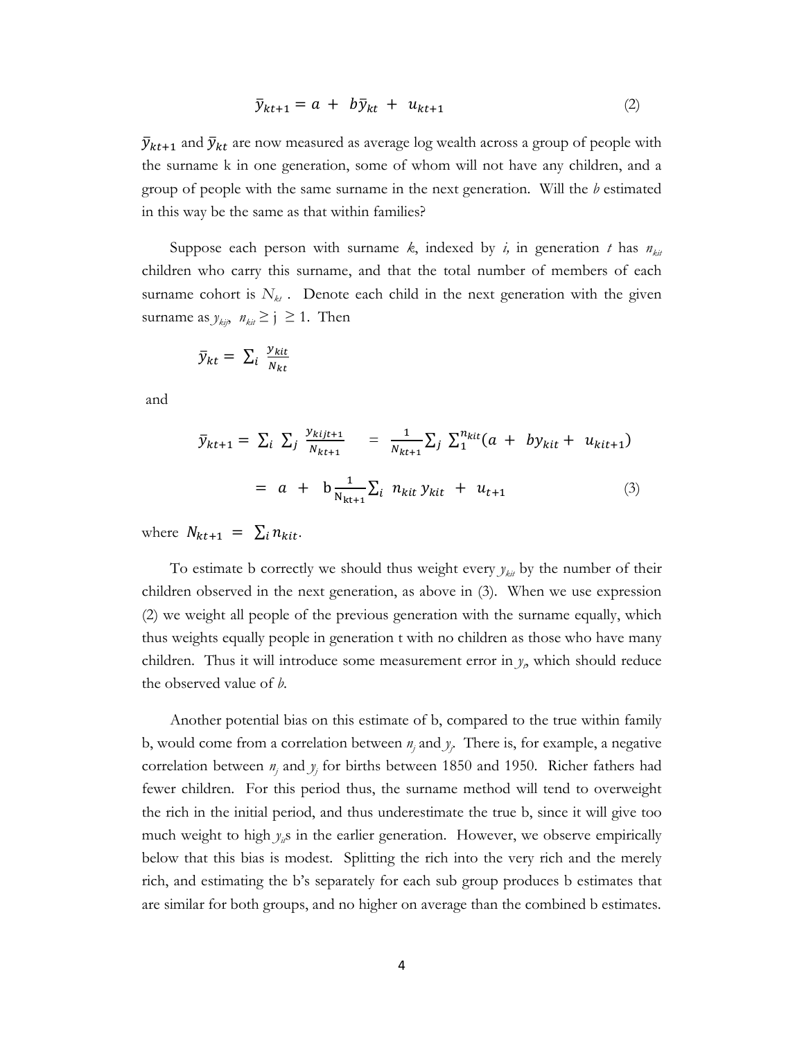$$\bar{y}_{kt+1} = a + b\bar{y}_{kt} + u_{kt+1} \tag{2}$$

$\bar{y}_{kt+1}$ and $\bar{y}_{kt}$ are now measured as average log wealth across a group of people with the surname k in one generation, some of whom will not have any children, and a group of people with the same surname in the next generation. Will the *b* estimated in this way be the same as that within families?

Suppose each person with surname *k*, indexed by *i,* in generation *t* has $n_{kit}$ children who carry this surname, and that the total number of members of each surname cohort is $N_{kt}$ . Denote each child in the next generation with the given surname as $y_{kij}$, $n_{kit} \geq j \geq 1$. Then

$$\bar{y}_{kt} = \sum_i \frac{y_{kit}}{N_{kt}}$$

and

$$\bar{y}_{kt+1} = \sum_i \sum_j \frac{y_{kijt+1}}{N_{kt+1}} = \frac{1}{N_{kt+1}} \sum_j \sum_1^{n_{kit}} (a + by_{kit} + u_{kit+1})$$

$$= a + b\frac{1}{N_{kt+1}} \sum_i n_{kit}\, y_{kit} + u_{t+1} \tag{3}$$

where $N_{kt+1} = \sum_i n_{kit}$.

To estimate b correctly we should thus weight every $y_{kit}$ by the number of their children observed in the next generation, as above in (3). When we use expression (2) we weight all people of the previous generation with the surname equally, which thus weights equally people in generation t with no children as those who have many children. Thus it will introduce some measurement error in $y_t$, which should reduce the observed value of *b*.

Another potential bias on this estimate of b, compared to the true within family b, would come from a correlation between $n_j$ and $y_j$. There is, for example, a negative correlation between $n_j$ and $y_j$ for births between 1850 and 1950. Richer fathers had fewer children. For this period thus, the surname method will tend to overweight the rich in the initial period, and thus underestimate the true b, since it will give too much weight to high $y_{it}$s in the earlier generation. However, we observe empirically below that this bias is modest. Splitting the rich into the very rich and the merely rich, and estimating the b's separately for each sub group produces b estimates that are similar for both groups, and no higher on average than the combined b estimates.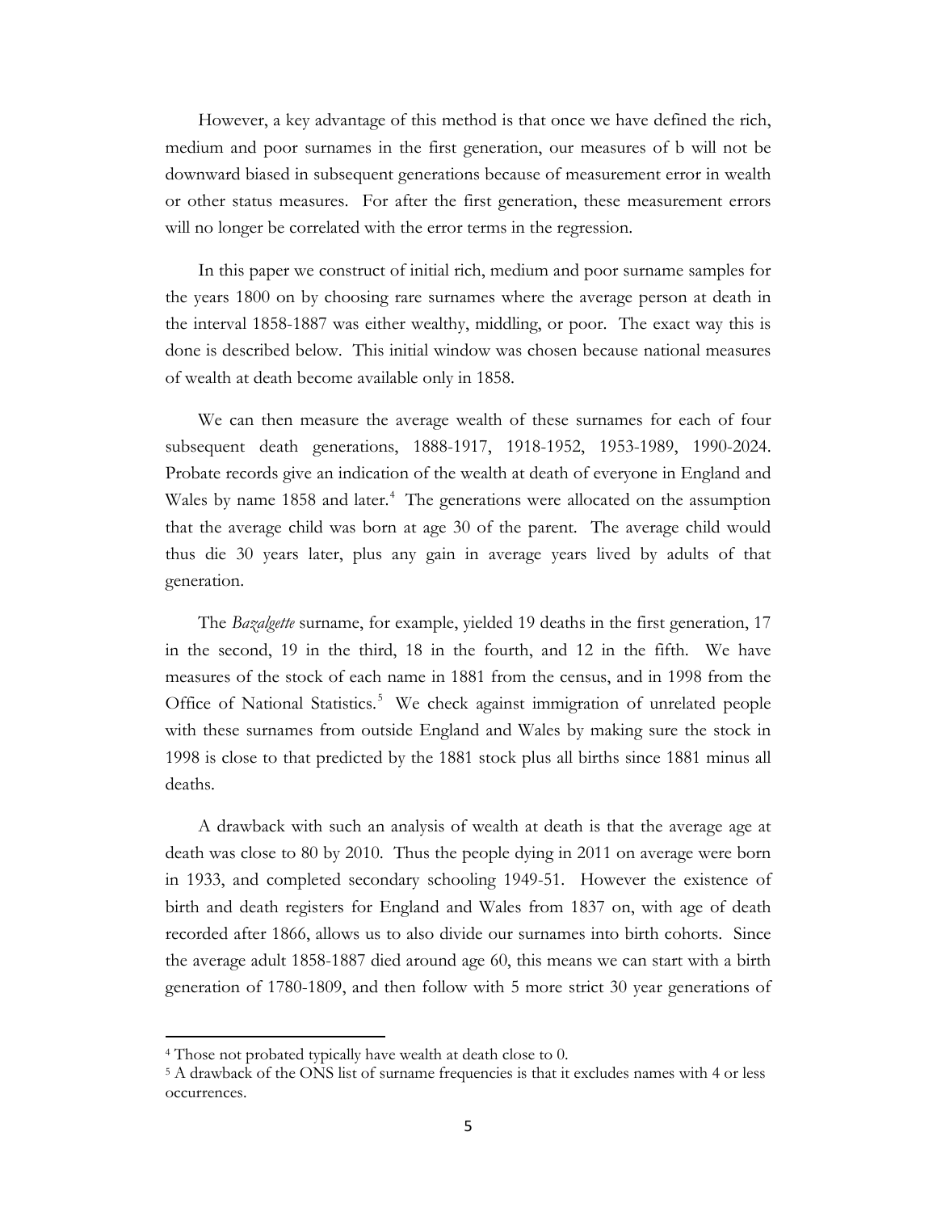However, a key advantage of this method is that once we have defined the rich, medium and poor surnames in the first generation, our measures of b will not be downward biased in subsequent generations because of measurement error in wealth or other status measures. For after the first generation, these measurement errors will no longer be correlated with the error terms in the regression.

In this paper we construct of initial rich, medium and poor surname samples for the years 1800 on by choosing rare surnames where the average person at death in the interval 1858-1887 was either wealthy, middling, or poor. The exact way this is done is described below. This initial window was chosen because national measures of wealth at death become available only in 1858.

We can then measure the average wealth of these surnames for each of four subsequent death generations, 1888-1917, 1918-1952, 1953-1989, 1990-2024. Probate records give an indication of the wealth at death of everyone in England and Wales by name 1858 and later.[4] The generations were allocated on the assumption that the average child was born at age 30 of the parent. The average child would thus die 30 years later, plus any gain in average years lived by adults of that generation.

The *Bazalgette* surname, for example, yielded 19 deaths in the first generation, 17 in the second, 19 in the third, 18 in the fourth, and 12 in the fifth. We have measures of the stock of each name in 1881 from the census, and in 1998 from the Office of National Statistics.[5] We check against immigration of unrelated people with these surnames from outside England and Wales by making sure the stock in 1998 is close to that predicted by the 1881 stock plus all births since 1881 minus all deaths.

A drawback with such an analysis of wealth at death is that the average age at death was close to 80 by 2010. Thus the people dying in 2011 on average were born in 1933, and completed secondary schooling 1949-51. However the existence of birth and death registers for England and Wales from 1837 on, with age of death recorded after 1866, allows us to also divide our surnames into birth cohorts. Since the average adult 1858-1887 died around age 60, this means we can start with a birth generation of 1780-1809, and then follow with 5 more strict 30 year generations of

[4] Those not probated typically have wealth at death close to 0.

[5] A drawback of the ONS list of surname frequencies is that it excludes names with 4 or less occurrences.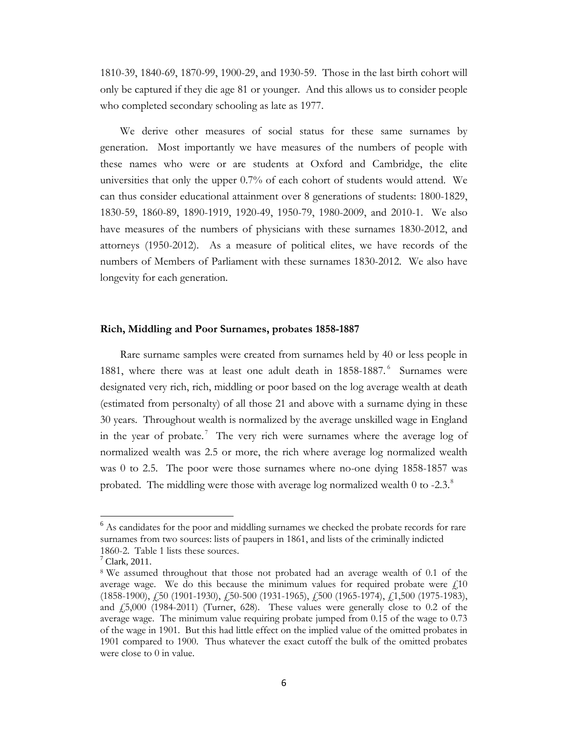1810-39, 1840-69, 1870-99, 1900-29, and 1930-59. Those in the last birth cohort will only be captured if they die age 81 or younger. And this allows us to consider people who completed secondary schooling as late as 1977.

We derive other measures of social status for these same surnames by generation. Most importantly we have measures of the numbers of people with these names who were or are students at Oxford and Cambridge, the elite universities that only the upper 0.7% of each cohort of students would attend. We can thus consider educational attainment over 8 generations of students: 1800-1829, 1830-59, 1860-89, 1890-1919, 1920-49, 1950-79, 1980-2009, and 2010-1. We also have measures of the numbers of physicians with these surnames 1830-2012, and attorneys (1950-2012). As a measure of political elites, we have records of the numbers of Members of Parliament with these surnames 1830-2012. We also have longevity for each generation.

### Rich, Middling and Poor Surnames, probates 1858-1887

Rare surname samples were created from surnames held by 40 or less people in 1881, where there was at least one adult death in 1858-1887.[6] Surnames were designated very rich, rich, middling or poor based on the log average wealth at death (estimated from personalty) of all those 21 and above with a surname dying in these 30 years. Throughout wealth is normalized by the average unskilled wage in England in the year of probate.[7] The very rich were surnames where the average log of normalized wealth was 2.5 or more, the rich where average log normalized wealth was 0 to 2.5. The poor were those surnames where no-one dying 1858-1857 was probated. The middling were those with average log normalized wealth 0 to -2.3.[8]

---

[6] As candidates for the poor and middling surnames we checked the probate records for rare surnames from two sources: lists of paupers in 1861, and lists of the criminally indicted 1860-2. Table 1 lists these sources.

[7] Clark, 2011.

[8] We assumed throughout that those not probated had an average wealth of 0.1 of the average wage. We do this because the minimum values for required probate were £10 (1858-1900), £50 (1901-1930), £50-500 (1931-1965), £500 (1965-1974), £1,500 (1975-1983), and £5,000 (1984-2011) (Turner, 628). These values were generally close to 0.2 of the average wage. The minimum value requiring probate jumped from 0.15 of the wage to 0.73 of the wage in 1901. But this had little effect on the implied value of the omitted probates in 1901 compared to 1900. Thus whatever the exact cutoff the bulk of the omitted probates were close to 0 in value.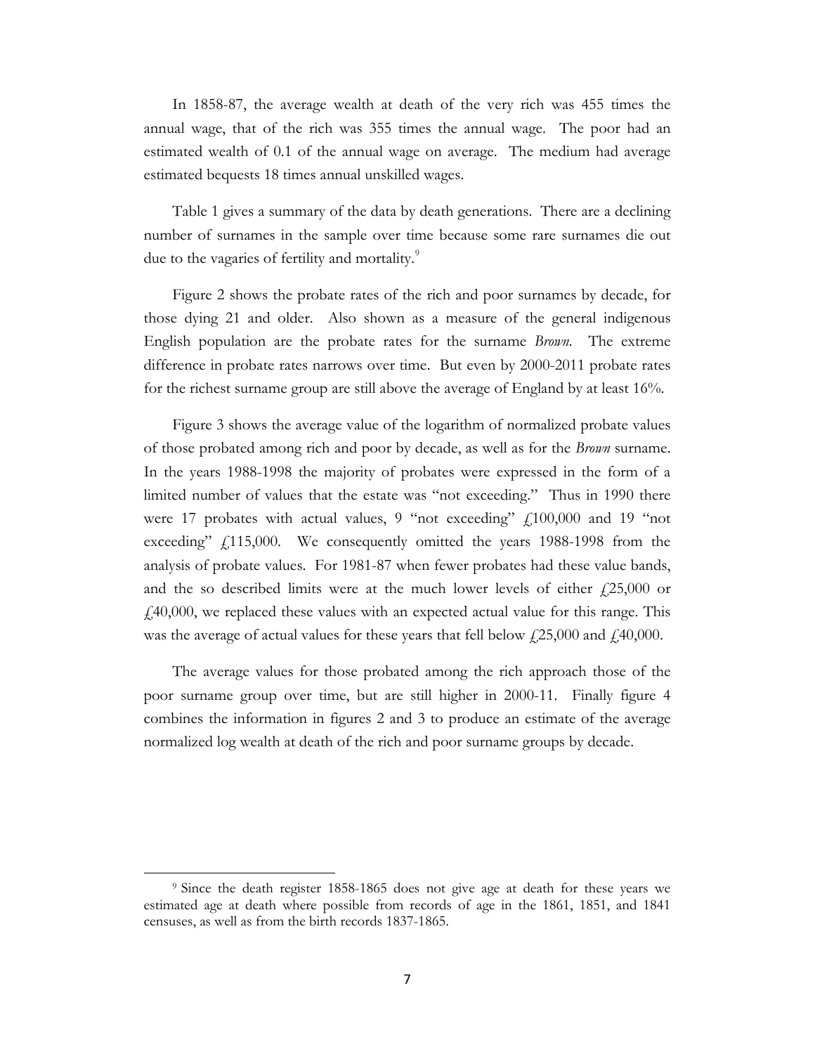In 1858-87, the average wealth at death of the very rich was 455 times the annual wage, that of the rich was 355 times the annual wage. The poor had an estimated wealth of 0.1 of the annual wage on average. The medium had average estimated bequests 18 times annual unskilled wages.

Table 1 gives a summary of the data by death generations. There are a declining number of surnames in the sample over time because some rare surnames die out due to the vagaries of fertility and mortality.[9]

Figure 2 shows the probate rates of the rich and poor surnames by decade, for those dying 21 and older. Also shown as a measure of the general indigenous English population are the probate rates for the surname *Brown*. The extreme difference in probate rates narrows over time. But even by 2000-2011 probate rates for the richest surname group are still above the average of England by at least 16%.

Figure 3 shows the average value of the logarithm of normalized probate values of those probated among rich and poor by decade, as well as for the *Brown* surname. In the years 1988-1998 the majority of probates were expressed in the form of a limited number of values that the estate was "not exceeding." Thus in 1990 there were 17 probates with actual values, 9 "not exceeding" £100,000 and 19 "not exceeding" £115,000. We consequently omitted the years 1988-1998 from the analysis of probate values. For 1981-87 when fewer probates had these value bands, and the so described limits were at the much lower levels of either £25,000 or £40,000, we replaced these values with an expected actual value for this range. This was the average of actual values for these years that fell below £25,000 and £40,000.

The average values for those probated among the rich approach those of the poor surname group over time, but are still higher in 2000-11. Finally figure 4 combines the information in figures 2 and 3 to produce an estimate of the average normalized log wealth at death of the rich and poor surname groups by decade.

[9] Since the death register 1858-1865 does not give age at death for these years we estimated age at death where possible from records of age in the 1861, 1851, and 1841 censuses, as well as from the birth records 1837-1865.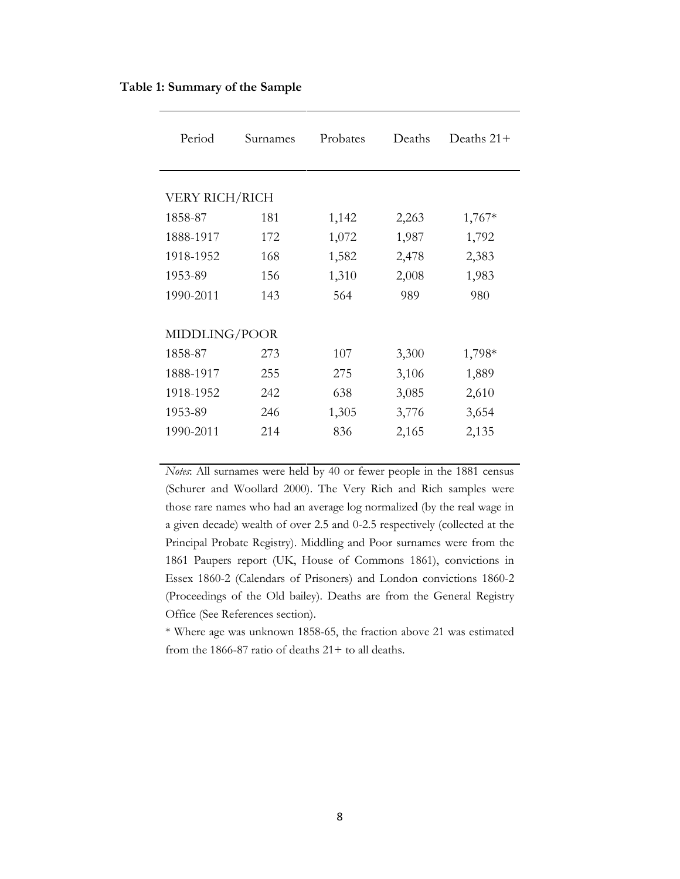**Table 1: Summary of the Sample**

| Period | Surnames | Probates | Deaths | Deaths 21+ |
|---|---|---|---|---|
| VERY RICH/RICH | | | | |
| 1858-87 | 181 | 1,142 | 2,263 | 1,767* |
| 1888-1917 | 172 | 1,072 | 1,987 | 1,792 |
| 1918-1952 | 168 | 1,582 | 2,478 | 2,383 |
| 1953-89 | 156 | 1,310 | 2,008 | 1,983 |
| 1990-2011 | 143 | 564 | 989 | 980 |
| MIDDLING/POOR | | | | |
| 1858-87 | 273 | 107 | 3,300 | 1,798* |
| 1888-1917 | 255 | 275 | 3,106 | 1,889 |
| 1918-1952 | 242 | 638 | 3,085 | 2,610 |
| 1953-89 | 246 | 1,305 | 3,776 | 3,654 |
| 1990-2011 | 214 | 836 | 2,165 | 2,135 |

*Notes*: All surnames were held by 40 or fewer people in the 1881 census (Schurer and Woollard 2000). The Very Rich and Rich samples were those rare names who had an average log normalized (by the real wage in a given decade) wealth of over 2.5 and 0-2.5 respectively (collected at the Principal Probate Registry). Middling and Poor surnames were from the 1861 Paupers report (UK, House of Commons 1861), convictions in Essex 1860-2 (Calendars of Prisoners) and London convictions 1860-2 (Proceedings of the Old bailey). Deaths are from the General Registry Office (See References section).

* Where age was unknown 1858-65, the fraction above 21 was estimated from the 1866-87 ratio of deaths 21+ to all deaths.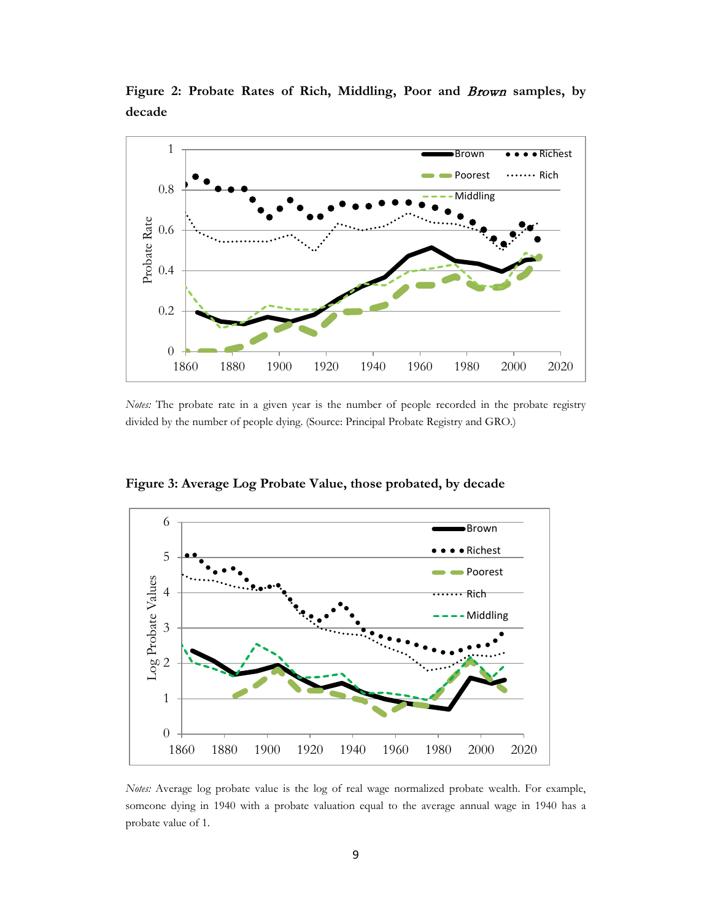**Figure 2: Probate Rates of Rich, Middling, Poor and *Brown* samples, by decade**

*Notes:* The probate rate in a given year is the number of people recorded in the probate registry divided by the number of people dying. (Source: Principal Probate Registry and GRO.)

**Figure 3: Average Log Probate Value, those probated, by decade**

*Notes:* Average log probate value is the log of real wage normalized probate wealth. For example, someone dying in 1940 with a probate valuation equal to the average annual wage in 1940 has a probate value of 1.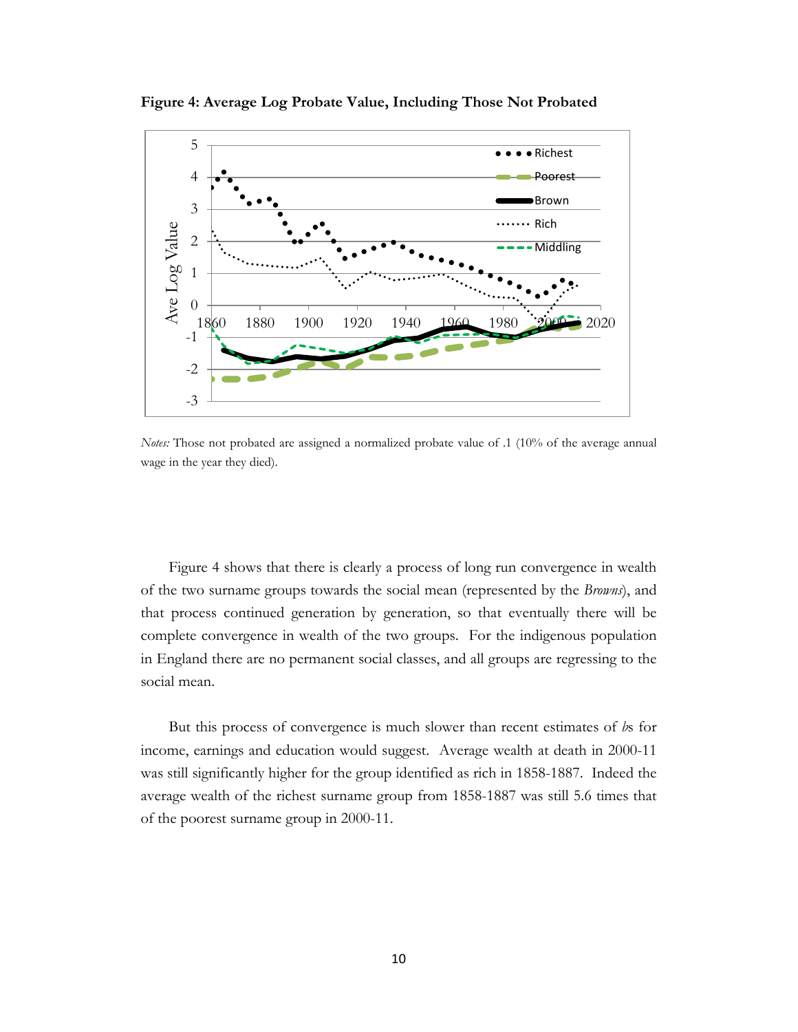**Figure 4: Average Log Probate Value, Including Those Not Probated**

*Notes:* Those not probated are assigned a normalized probate value of .1 (10% of the average annual wage in the year they died).

Figure 4 shows that there is clearly a process of long run convergence in wealth of the two surname groups towards the social mean (represented by the *Browns*), and that process continued generation by generation, so that eventually there will be complete convergence in wealth of the two groups. For the indigenous population in England there are no permanent social classes, and all groups are regressing to the social mean.

But this process of convergence is much slower than recent estimates of *b*s for income, earnings and education would suggest. Average wealth at death in 2000-11 was still significantly higher for the group identified as rich in 1858-1887. Indeed the average wealth of the richest surname group from 1858-1887 was still 5.6 times that of the poorest surname group in 2000-11.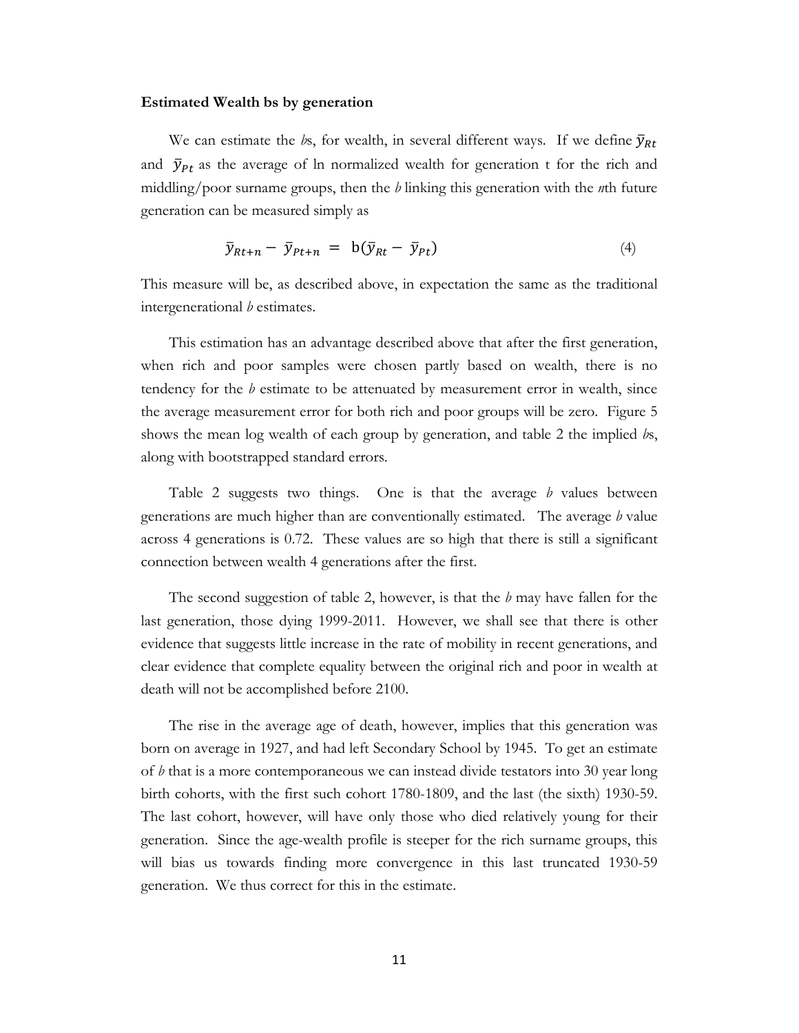**Estimated Wealth bs by generation**

We can estimate the *b*s, for wealth, in several different ways. If we define $\bar{y}_{Rt}$ and $\bar{y}_{Pt}$ as the average of ln normalized wealth for generation t for the rich and middling/poor surname groups, then the *b* linking this generation with the *n*th future generation can be measured simply as

$$\bar{y}_{Rt+n} - \bar{y}_{Pt+n} = \mathrm{b}(\bar{y}_{Rt} - \bar{y}_{Pt}) \tag{4}$$

This measure will be, as described above, in expectation the same as the traditional intergenerational *b* estimates.

This estimation has an advantage described above that after the first generation, when rich and poor samples were chosen partly based on wealth, there is no tendency for the *b* estimate to be attenuated by measurement error in wealth, since the average measurement error for both rich and poor groups will be zero. Figure 5 shows the mean log wealth of each group by generation, and table 2 the implied *b*s, along with bootstrapped standard errors.

Table 2 suggests two things. One is that the average *b* values between generations are much higher than are conventionally estimated. The average *b* value across 4 generations is 0.72. These values are so high that there is still a significant connection between wealth 4 generations after the first.

The second suggestion of table 2, however, is that the *b* may have fallen for the last generation, those dying 1999-2011. However, we shall see that there is other evidence that suggests little increase in the rate of mobility in recent generations, and clear evidence that complete equality between the original rich and poor in wealth at death will not be accomplished before 2100.

The rise in the average age of death, however, implies that this generation was born on average in 1927, and had left Secondary School by 1945. To get an estimate of *b* that is a more contemporaneous we can instead divide testators into 30 year long birth cohorts, with the first such cohort 1780-1809, and the last (the sixth) 1930-59. The last cohort, however, will have only those who died relatively young for their generation. Since the age-wealth profile is steeper for the rich surname groups, this will bias us towards finding more convergence in this last truncated 1930-59 generation. We thus correct for this in the estimate.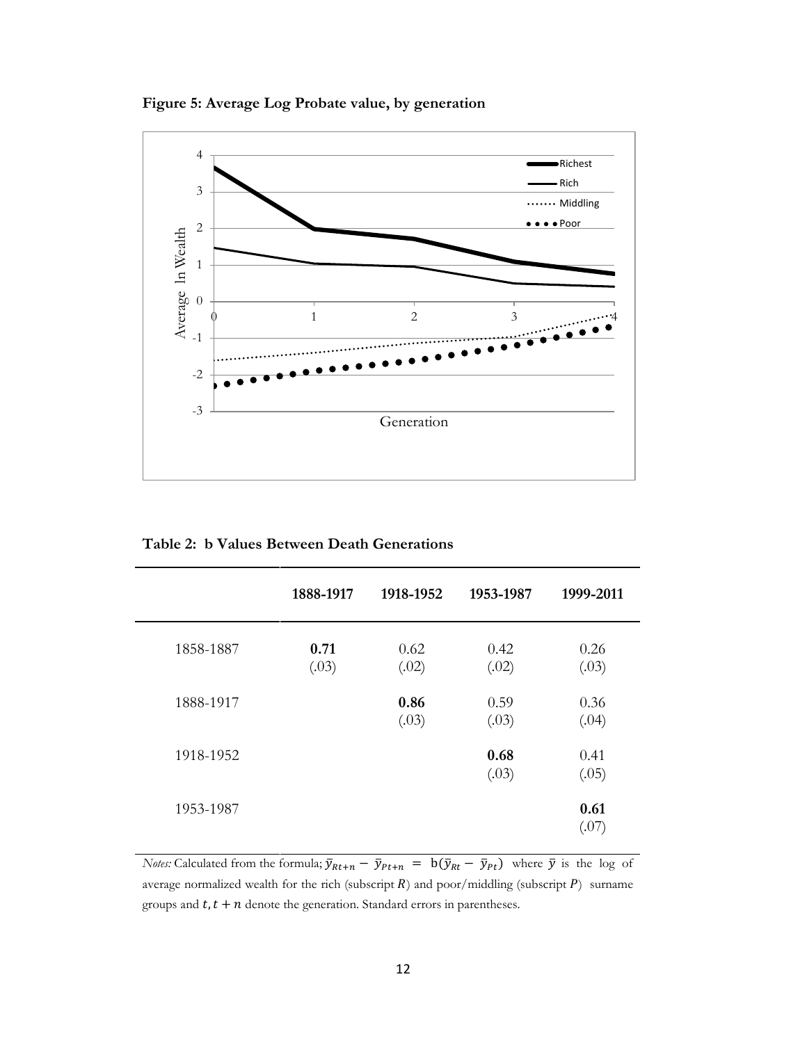**Figure 5: Average Log Probate value, by generation**

**Table 2: b Values Between Death Generations**

| | 1888-1917 | 1918-1952 | 1953-1987 | 1999-2011 |
|---|---|---|---|---|
| 1858-1887 | **0.71** (.03) | 0.62 (.02) | 0.42 (.02) | 0.26 (.03) |
| 1888-1917 | | **0.86** (.03) | 0.59 (.03) | 0.36 (.04) |
| 1918-1952 | | | **0.68** (.03) | 0.41 (.05) |
| 1953-1987 | | | | **0.61** (.07) |

*Notes:* Calculated from the formula; $\bar{y}_{Rt+n} - \bar{y}_{Pt+n} = b(\bar{y}_{Rt} - \bar{y}_{Pt})$ where $\bar{y}$ is the log of average normalized wealth for the rich (subscript $R$) and poor/middling (subscript $P$) surname groups and $t, t+n$ denote the generation. Standard errors in parentheses.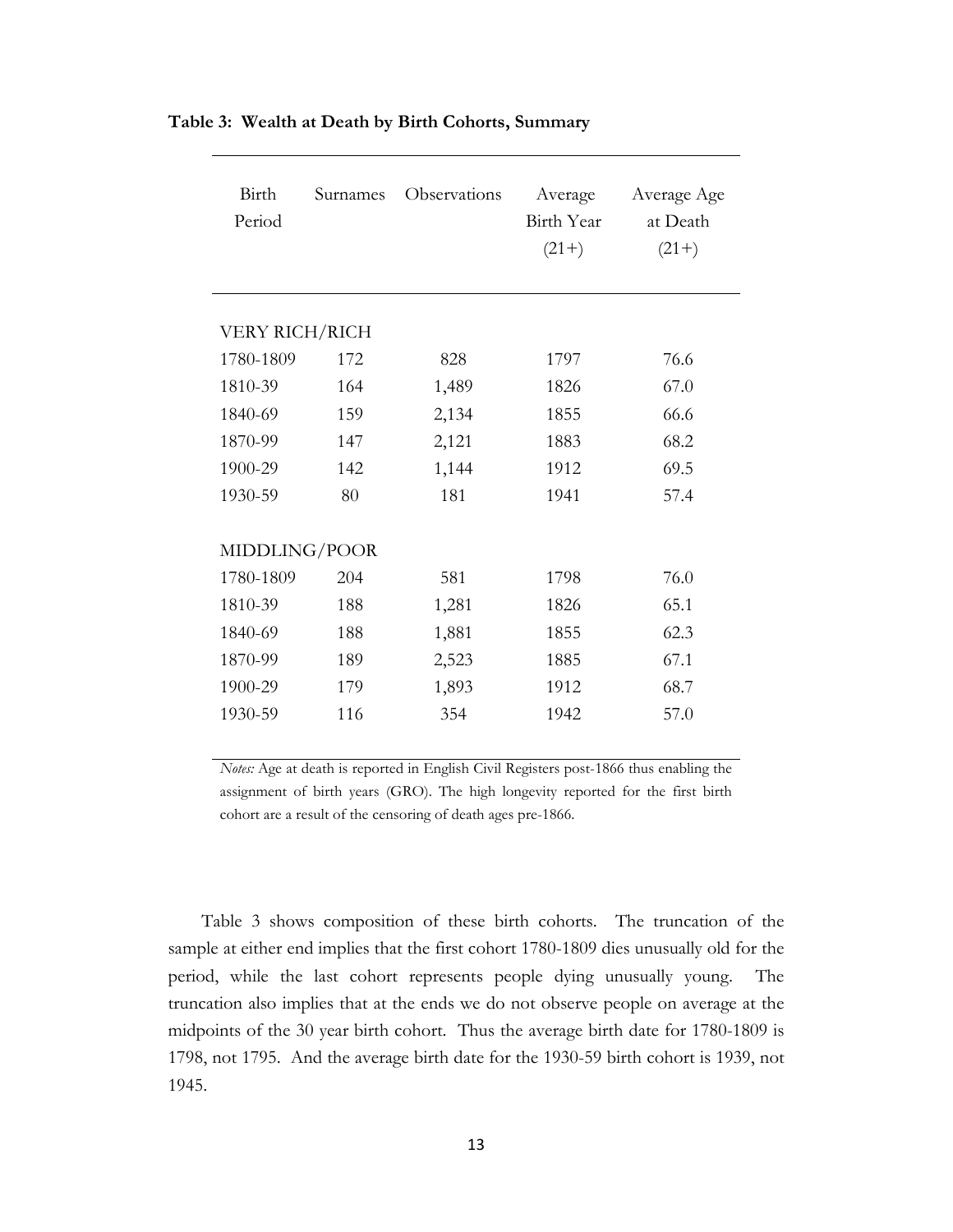**Table 3: Wealth at Death by Birth Cohorts, Summary**

| Birth Period | Surnames | Observations | Average Birth Year (21+) | Average Age at Death (21+) |
|---|---|---|---|---|
| VERY RICH/RICH | | | | |
| 1780-1809 | 172 | 828 | 1797 | 76.6 |
| 1810-39 | 164 | 1,489 | 1826 | 67.0 |
| 1840-69 | 159 | 2,134 | 1855 | 66.6 |
| 1870-99 | 147 | 2,121 | 1883 | 68.2 |
| 1900-29 | 142 | 1,144 | 1912 | 69.5 |
| 1930-59 | 80 | 181 | 1941 | 57.4 |
| MIDDLING/POOR | | | | |
| 1780-1809 | 204 | 581 | 1798 | 76.0 |
| 1810-39 | 188 | 1,281 | 1826 | 65.1 |
| 1840-69 | 188 | 1,881 | 1855 | 62.3 |
| 1870-99 | 189 | 2,523 | 1885 | 67.1 |
| 1900-29 | 179 | 1,893 | 1912 | 68.7 |
| 1930-59 | 116 | 354 | 1942 | 57.0 |

*Notes:* Age at death is reported in English Civil Registers post-1866 thus enabling the assignment of birth years (GRO). The high longevity reported for the first birth cohort are a result of the censoring of death ages pre-1866.

Table 3 shows composition of these birth cohorts. The truncation of the sample at either end implies that the first cohort 1780-1809 dies unusually old for the period, while the last cohort represents people dying unusually young. The truncation also implies that at the ends we do not observe people on average at the midpoints of the 30 year birth cohort. Thus the average birth date for 1780-1809 is 1798, not 1795. And the average birth date for the 1930-59 birth cohort is 1939, not 1945.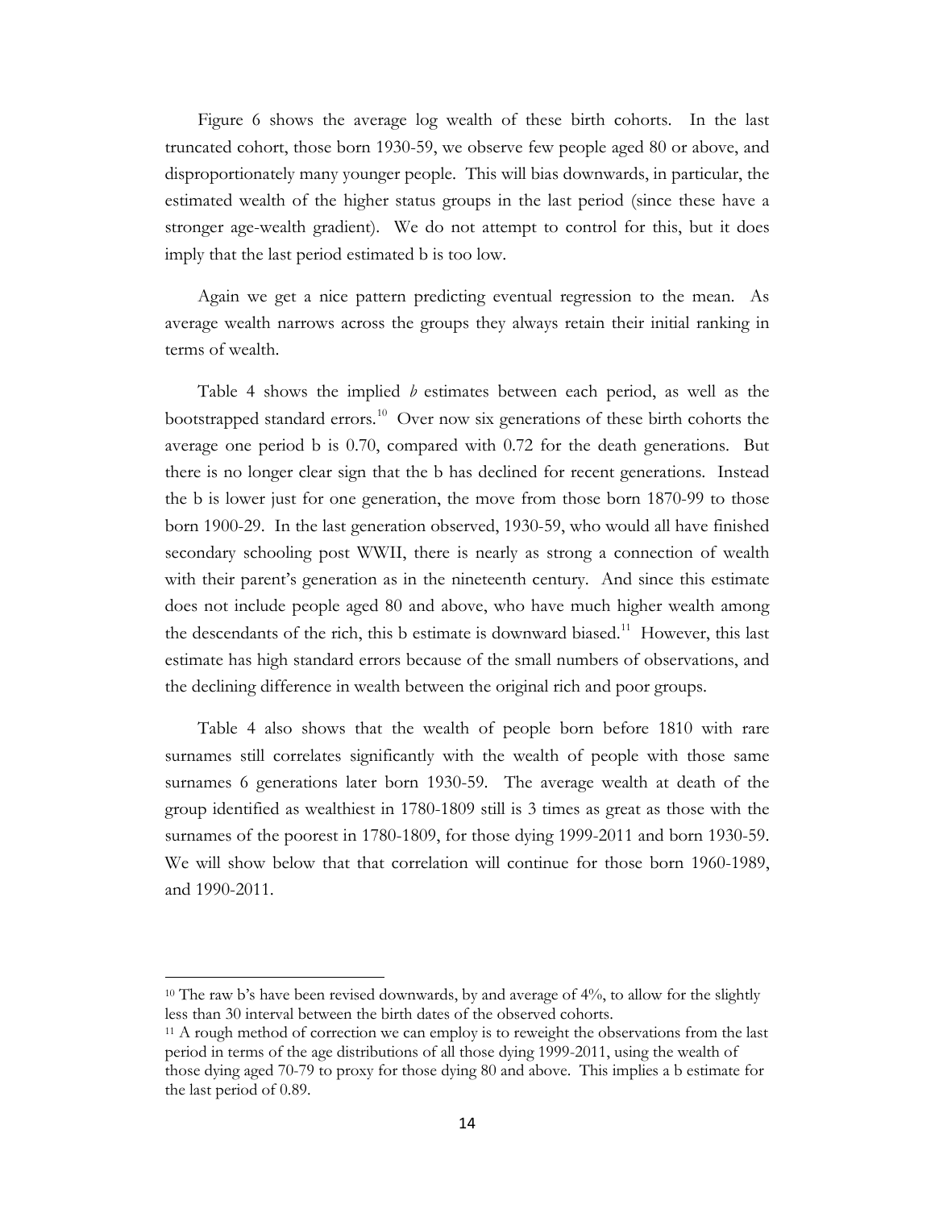Figure 6 shows the average log wealth of these birth cohorts. In the last truncated cohort, those born 1930-59, we observe few people aged 80 or above, and disproportionately many younger people. This will bias downwards, in particular, the estimated wealth of the higher status groups in the last period (since these have a stronger age-wealth gradient). We do not attempt to control for this, but it does imply that the last period estimated b is too low.

Again we get a nice pattern predicting eventual regression to the mean. As average wealth narrows across the groups they always retain their initial ranking in terms of wealth.

Table 4 shows the implied *b* estimates between each period, as well as the bootstrapped standard errors.[10] Over now six generations of these birth cohorts the average one period b is 0.70, compared with 0.72 for the death generations. But there is no longer clear sign that the b has declined for recent generations. Instead the b is lower just for one generation, the move from those born 1870-99 to those born 1900-29. In the last generation observed, 1930-59, who would all have finished secondary schooling post WWII, there is nearly as strong a connection of wealth with their parent's generation as in the nineteenth century. And since this estimate does not include people aged 80 and above, who have much higher wealth among the descendants of the rich, this b estimate is downward biased.[11] However, this last estimate has high standard errors because of the small numbers of observations, and the declining difference in wealth between the original rich and poor groups.

Table 4 also shows that the wealth of people born before 1810 with rare surnames still correlates significantly with the wealth of people with those same surnames 6 generations later born 1930-59. The average wealth at death of the group identified as wealthiest in 1780-1809 still is 3 times as great as those with the surnames of the poorest in 1780-1809, for those dying 1999-2011 and born 1930-59. We will show below that that correlation will continue for those born 1960-1989, and 1990-2011.

---

[10] The raw b's have been revised downwards, by and average of 4%, to allow for the slightly less than 30 interval between the birth dates of the observed cohorts.

[11] A rough method of correction we can employ is to reweight the observations from the last period in terms of the age distributions of all those dying 1999-2011, using the wealth of those dying aged 70-79 to proxy for those dying 80 and above. This implies a b estimate for the last period of 0.89.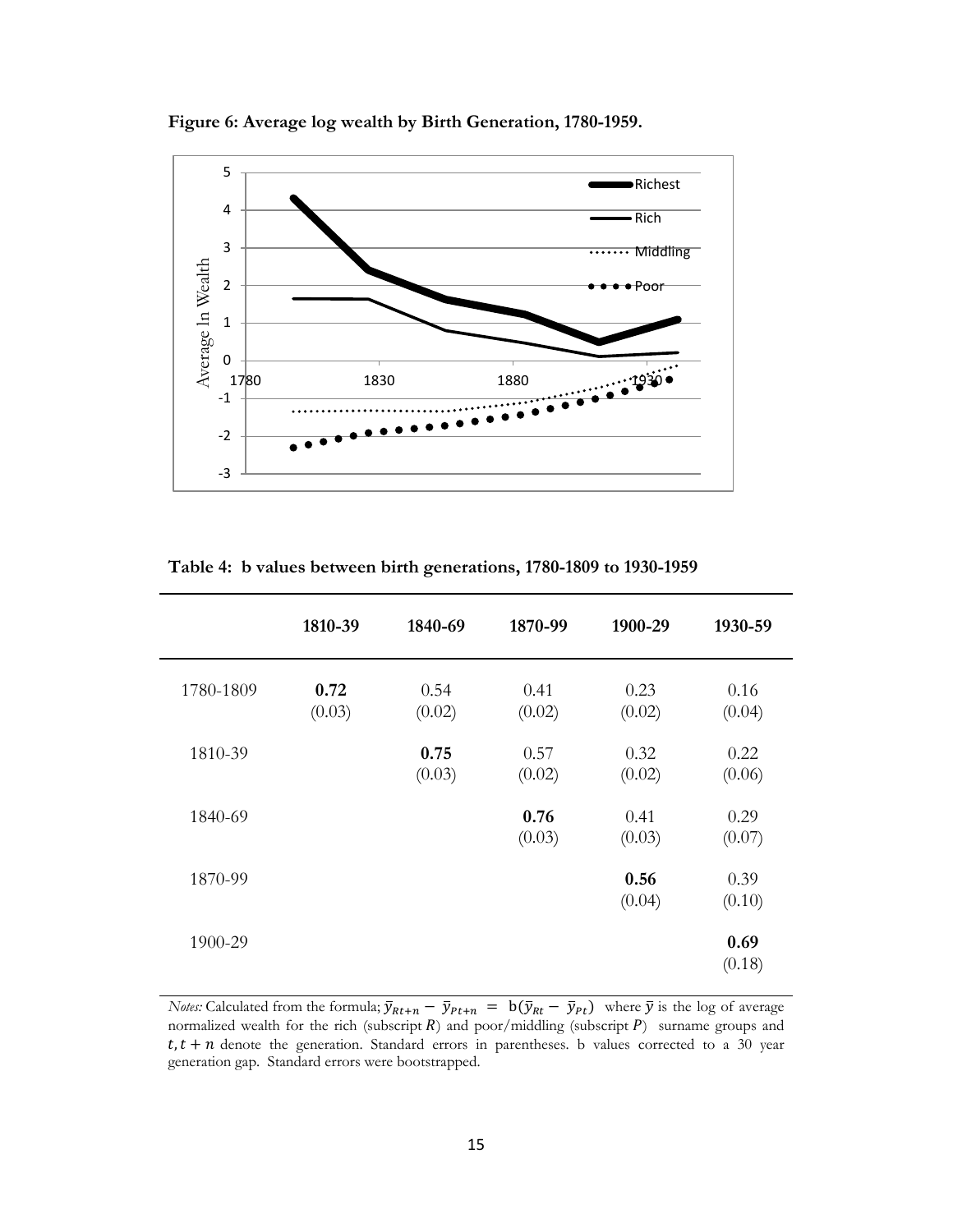**Figure 6: Average log wealth by Birth Generation, 1780-1959.**

**Table 4: b values between birth generations, 1780-1809 to 1930-1959**

| | 1810-39 | 1840-69 | 1870-99 | 1900-29 | 1930-59 |
|---|---|---|---|---|---|
| 1780-1809 | **0.72**<br>(0.03) | 0.54<br>(0.02) | 0.41<br>(0.02) | 0.23<br>(0.02) | 0.16<br>(0.04) |
| 1810-39 | | **0.75**<br>(0.03) | 0.57<br>(0.02) | 0.32<br>(0.02) | 0.22<br>(0.06) |
| 1840-69 | | | **0.76**<br>(0.03) | 0.41<br>(0.03) | 0.29<br>(0.07) |
| 1870-99 | | | | **0.56**<br>(0.04) | 0.39<br>(0.10) |
| 1900-29 | | | | | **0.69**<br>(0.18) |

*Notes:* Calculated from the formula; $\bar{y}_{Rt+n} - \bar{y}_{Pt+n} = b(\bar{y}_{Rt} - \bar{y}_{Pt})$ where $\bar{y}$ is the log of average normalized wealth for the rich (subscript $R$) and poor/middling (subscript $P$) surname groups and $t, t+n$ denote the generation. Standard errors in parentheses. b values corrected to a 30 year generation gap. Standard errors were bootstrapped.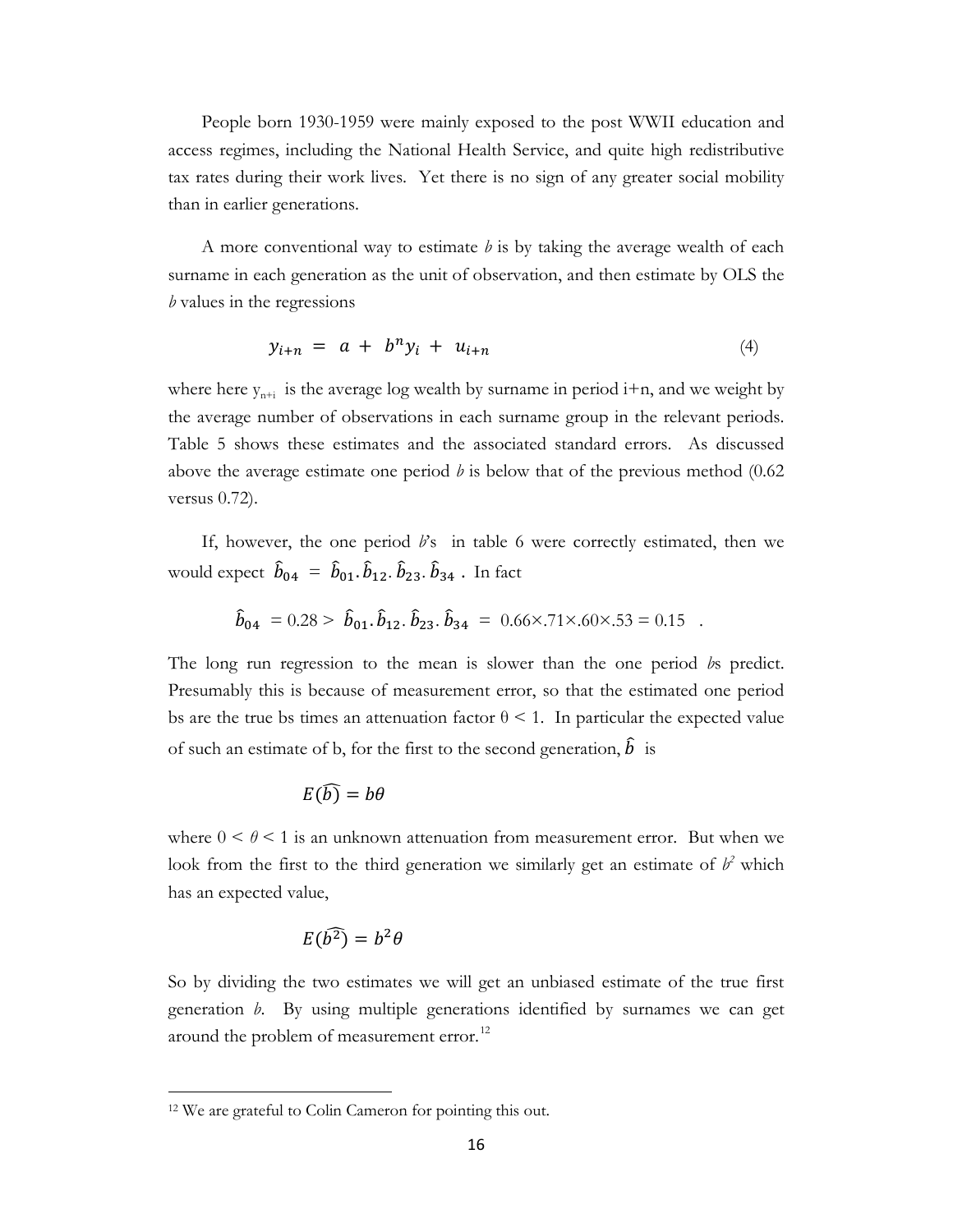People born 1930-1959 were mainly exposed to the post WWII education and access regimes, including the National Health Service, and quite high redistributive tax rates during their work lives. Yet there is no sign of any greater social mobility than in earlier generations.

A more conventional way to estimate *b* is by taking the average wealth of each surname in each generation as the unit of observation, and then estimate by OLS the *b* values in the regressions

$$y_{i+n} = a + b^n y_i + u_{i+n} \tag{4}$$

where here $y_{n+i}$ is the average log wealth by surname in period i+n, and we weight by the average number of observations in each surname group in the relevant periods. Table 5 shows these estimates and the associated standard errors. As discussed above the average estimate one period *b* is below that of the previous method (0.62 versus 0.72).

If, however, the one period *b*'s in table 6 were correctly estimated, then we would expect $\hat{b}_{04} = \hat{b}_{01}.\hat{b}_{12}.\hat{b}_{23}.\hat{b}_{34}$ . In fact

$$\hat{b}_{04} = 0.28 > \hat{b}_{01}.\hat{b}_{12}.\hat{b}_{23}.\hat{b}_{34} = 0.66 \times .71 \times .60 \times .53 = 0.15 \quad .$$

The long run regression to the mean is slower than the one period *b*s predict. Presumably this is because of measurement error, so that the estimated one period bs are the true bs times an attenuation factor $\theta < 1$. In particular the expected value of such an estimate of b, for the first to the second generation, $\hat{b}$ is

$$E(\hat{b}) = b\theta$$

where $0 < \theta < 1$ is an unknown attenuation from measurement error. But when we look from the first to the third generation we similarly get an estimate of $b^2$ which has an expected value,

$$E(\widehat{b^2}) = b^2\theta$$

So by dividing the two estimates we will get an unbiased estimate of the true first generation *b*. By using multiple generations identified by surnames we can get around the problem of measurement error.[12]

[12] We are grateful to Colin Cameron for pointing this out.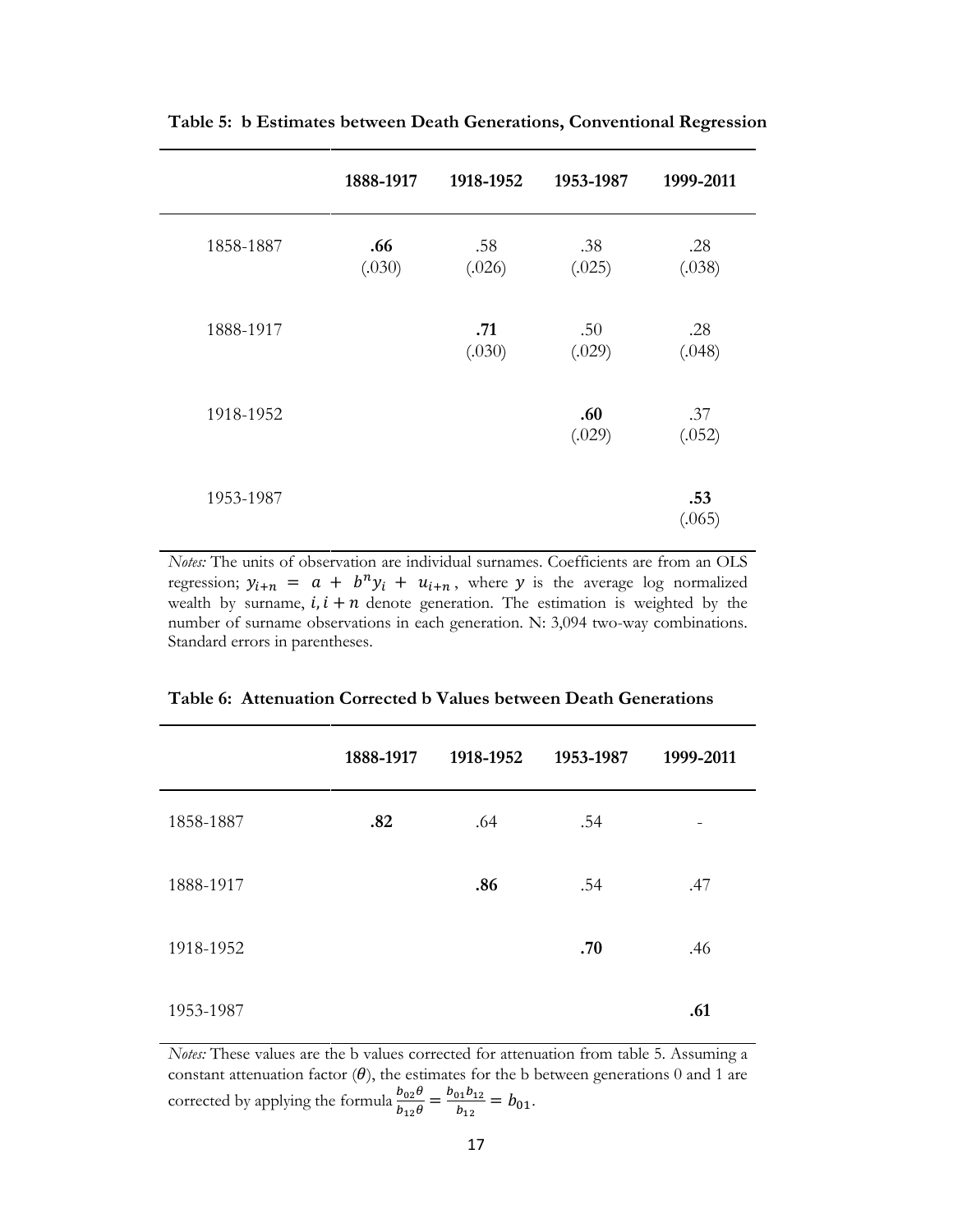**Table 5: b Estimates between Death Generations, Conventional Regression**

| | 1888-1917 | 1918-1952 | 1953-1987 | 1999-2011 |
|---|---|---|---|---|
| 1858-1887 | **.66** (.030) | .58 (.026) | .38 (.025) | .28 (.038) |
| 1888-1917 | | **.71** (.030) | .50 (.029) | .28 (.048) |
| 1918-1952 | | | **.60** (.029) | .37 (.052) |
| 1953-1987 | | | | **.53** (.065) |

*Notes:* The units of observation are individual surnames. Coefficients are from an OLS regression; $y_{i+n} = a + b^n y_i + u_{i+n}$, where $y$ is the average log normalized wealth by surname, $i, i+n$ denote generation. The estimation is weighted by the number of surname observations in each generation. N: 3,094 two-way combinations. Standard errors in parentheses.

**Table 6: Attenuation Corrected b Values between Death Generations**

| | 1888-1917 | 1918-1952 | 1953-1987 | 1999-2011 |
|---|---|---|---|---|
| 1858-1887 | **.82** | .64 | .54 | - |
| 1888-1917 | | **.86** | .54 | .47 |
| 1918-1952 | | | **.70** | .46 |
| 1953-1987 | | | | **.61** |

*Notes:* These values are the b values corrected for attenuation from table 5. Assuming a constant attenuation factor ($\theta$), the estimates for the b between generations 0 and 1 are corrected by applying the formula $\frac{b_{02}\theta}{b_{12}\theta} = \frac{b_{01}b_{12}}{b_{12}} = b_{01}$.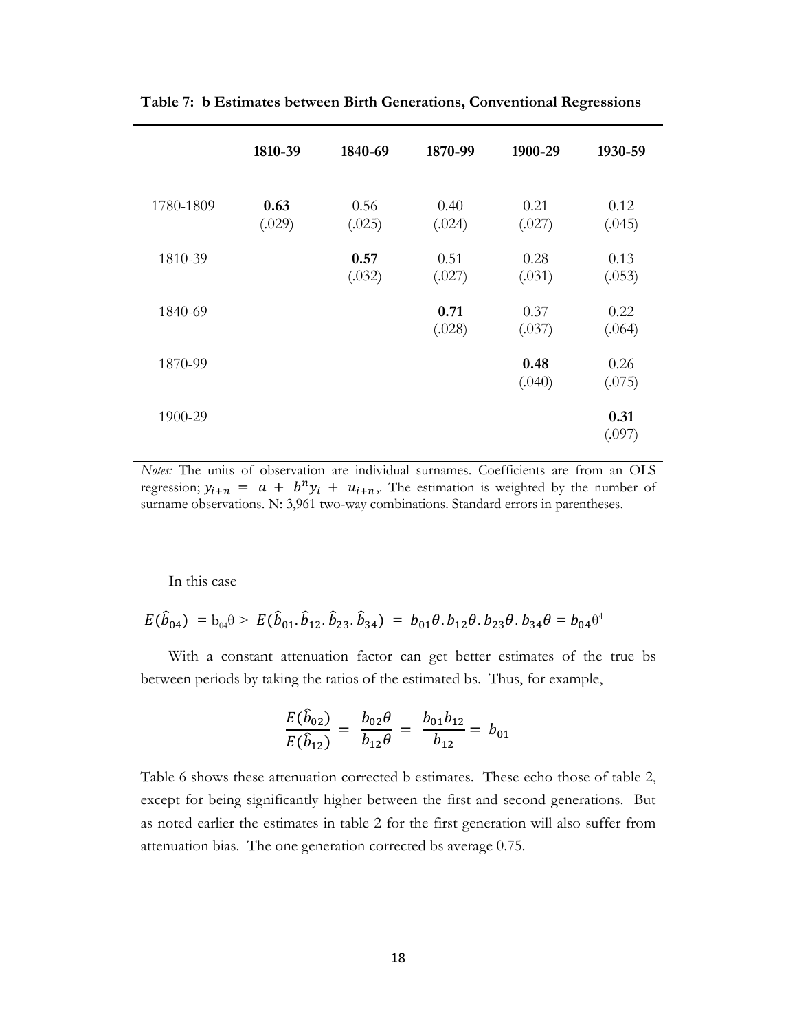**Table 7: b Estimates between Birth Generations, Conventional Regressions**

| | 1810-39 | 1840-69 | 1870-99 | 1900-29 | 1930-59 |
|---|---|---|---|---|---|
| 1780-1809 | **0.63** (.029) | 0.56 (.025) | 0.40 (.024) | 0.21 (.027) | 0.12 (.045) |
| 1810-39 | | **0.57** (.032) | 0.51 (.027) | 0.28 (.031) | 0.13 (.053) |
| 1840-69 | | | **0.71** (.028) | 0.37 (.037) | 0.22 (.064) |
| 1870-99 | | | | **0.48** (.040) | 0.26 (.075) |
| 1900-29 | | | | | **0.31** (.097) |

*Notes:* The units of observation are individual surnames. Coefficients are from an OLS regression; $y_{i+n} = a + b^n y_i + u_{i+n}$. The estimation is weighted by the number of surname observations. N: 3,961 two-way combinations. Standard errors in parentheses.

In this case

$$E(\hat{b}_{04}) = b_{04}\theta > E(\hat{b}_{01}.\hat{b}_{12}.\hat{b}_{23}.\hat{b}_{34}) = b_{01}\theta.b_{12}\theta.b_{23}\theta.b_{34}\theta = b_{04}\theta^4$$

With a constant attenuation factor can get better estimates of the true bs between periods by taking the ratios of the estimated bs. Thus, for example,

$$\frac{E(\hat{b}_{02})}{E(\hat{b}_{12})} = \frac{b_{02}\theta}{b_{12}\theta} = \frac{b_{01}b_{12}}{b_{12}} = b_{01}$$

Table 6 shows these attenuation corrected b estimates. These echo those of table 2, except for being significantly higher between the first and second generations. But as noted earlier the estimates in table 2 for the first generation will also suffer from attenuation bias. The one generation corrected bs average 0.75.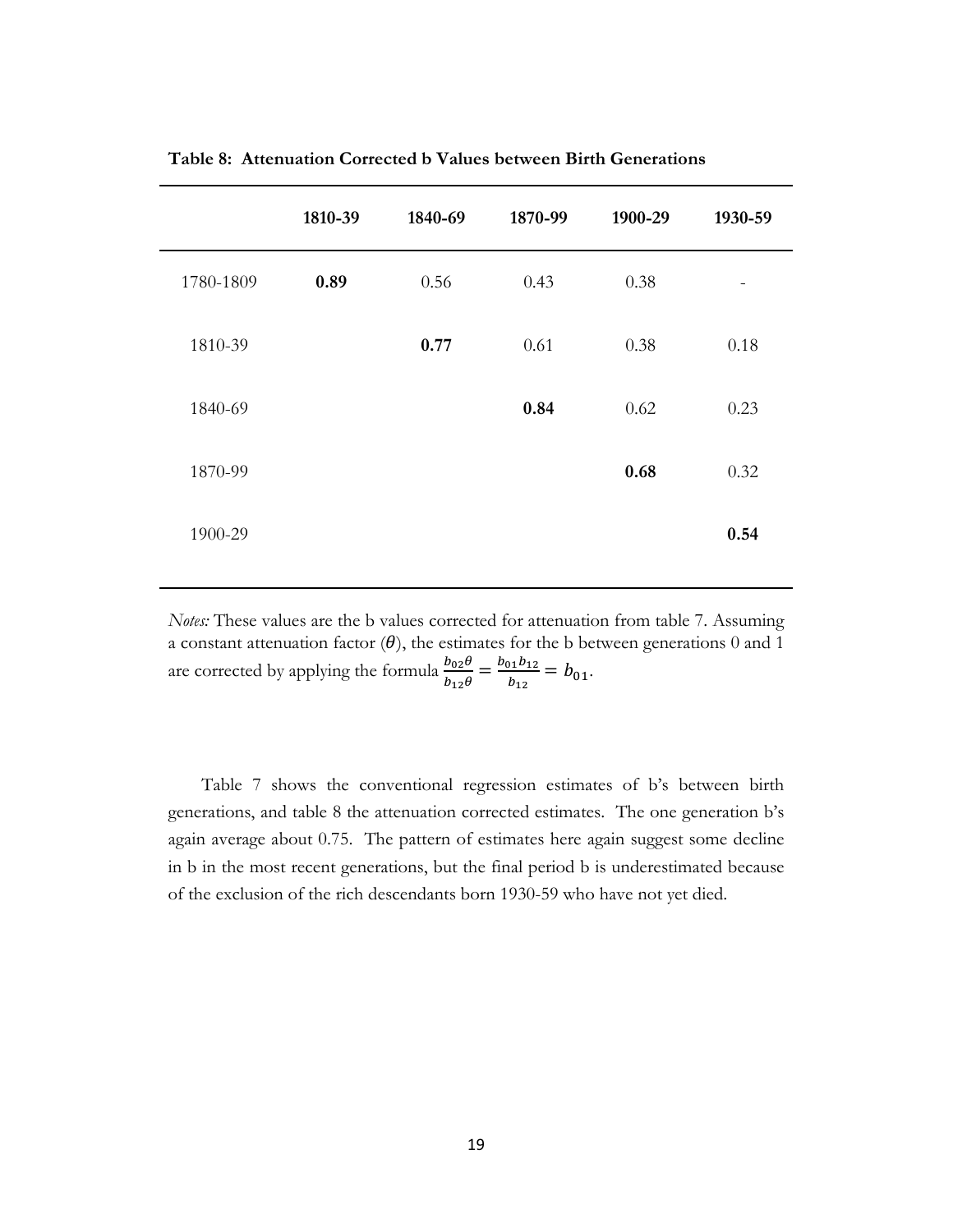**Table 8: Attenuation Corrected b Values between Birth Generations**

| | 1810-39 | 1840-69 | 1870-99 | 1900-29 | 1930-59 |
|---|---|---|---|---|---|
| 1780-1809 | **0.89** | 0.56 | 0.43 | 0.38 | - |
| 1810-39 | | **0.77** | 0.61 | 0.38 | 0.18 |
| 1840-69 | | | **0.84** | 0.62 | 0.23 |
| 1870-99 | | | | **0.68** | 0.32 |
| 1900-29 | | | | | **0.54** |

*Notes:* These values are the b values corrected for attenuation from table 7. Assuming a constant attenuation factor ($\theta$), the estimates for the b between generations 0 and 1 are corrected by applying the formula $\frac{b_{02}\theta}{b_{12}\theta} = \frac{b_{01}b_{12}}{b_{12}} = b_{01}$.

Table 7 shows the conventional regression estimates of b's between birth generations, and table 8 the attenuation corrected estimates. The one generation b's again average about 0.75. The pattern of estimates here again suggest some decline in b in the most recent generations, but the final period b is underestimated because of the exclusion of the rich descendants born 1930-59 who have not yet died.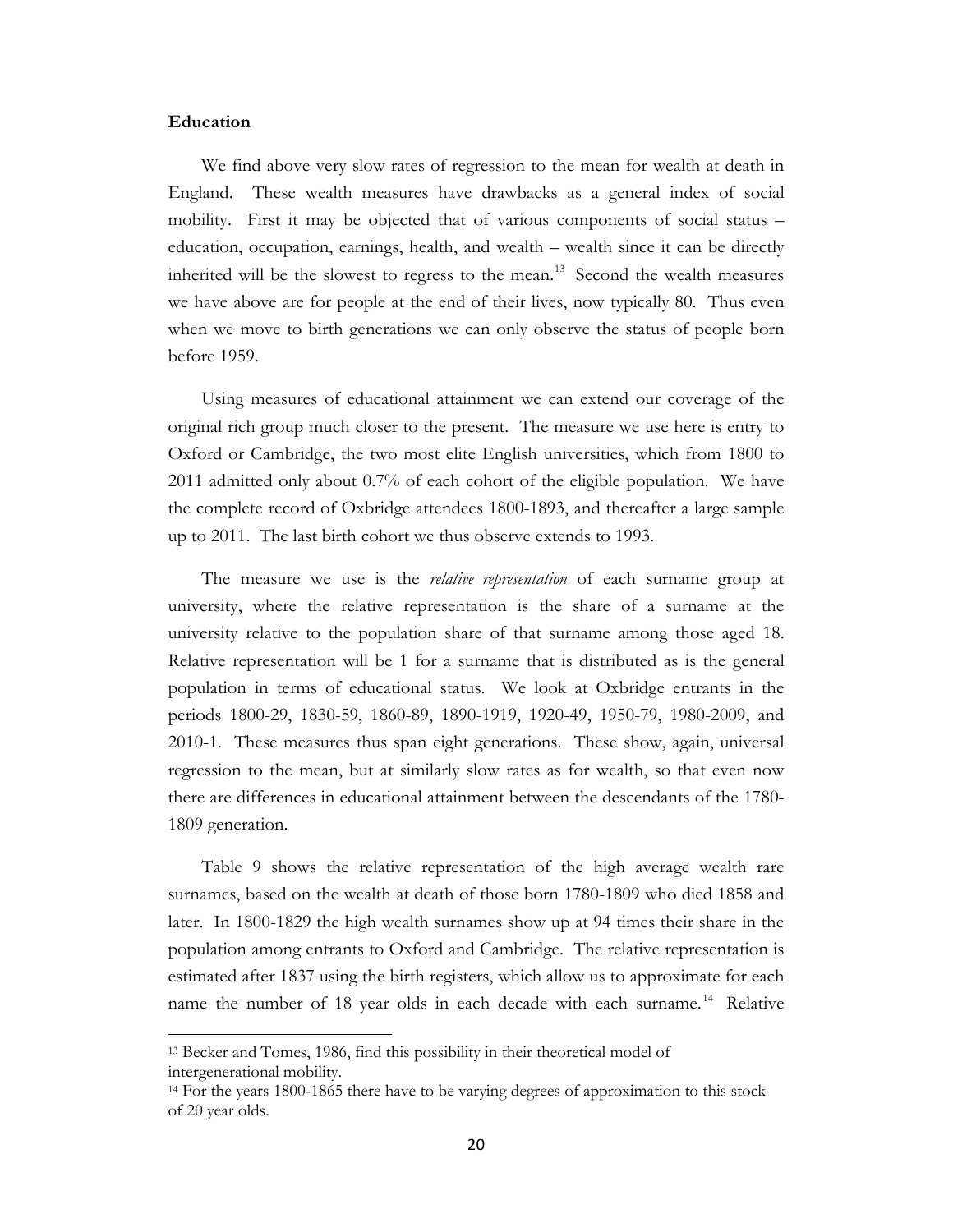**Education**

We find above very slow rates of regression to the mean for wealth at death in England. These wealth measures have drawbacks as a general index of social mobility. First it may be objected that of various components of social status – education, occupation, earnings, health, and wealth – wealth since it can be directly inherited will be the slowest to regress to the mean.[13] Second the wealth measures we have above are for people at the end of their lives, now typically 80. Thus even when we move to birth generations we can only observe the status of people born before 1959.

Using measures of educational attainment we can extend our coverage of the original rich group much closer to the present. The measure we use here is entry to Oxford or Cambridge, the two most elite English universities, which from 1800 to 2011 admitted only about 0.7% of each cohort of the eligible population. We have the complete record of Oxbridge attendees 1800-1893, and thereafter a large sample up to 2011. The last birth cohort we thus observe extends to 1993.

The measure we use is the *relative representation* of each surname group at university, where the relative representation is the share of a surname at the university relative to the population share of that surname among those aged 18. Relative representation will be 1 for a surname that is distributed as is the general population in terms of educational status. We look at Oxbridge entrants in the periods 1800-29, 1830-59, 1860-89, 1890-1919, 1920-49, 1950-79, 1980-2009, and 2010-1. These measures thus span eight generations. These show, again, universal regression to the mean, but at similarly slow rates as for wealth, so that even now there are differences in educational attainment between the descendants of the 1780-1809 generation.

Table 9 shows the relative representation of the high average wealth rare surnames, based on the wealth at death of those born 1780-1809 who died 1858 and later. In 1800-1829 the high wealth surnames show up at 94 times their share in the population among entrants to Oxford and Cambridge. The relative representation is estimated after 1837 using the birth registers, which allow us to approximate for each name the number of 18 year olds in each decade with each surname.[14] Relative

[13] Becker and Tomes, 1986, find this possibility in their theoretical model of intergenerational mobility.

[14] For the years 1800-1865 there have to be varying degrees of approximation to this stock of 20 year olds.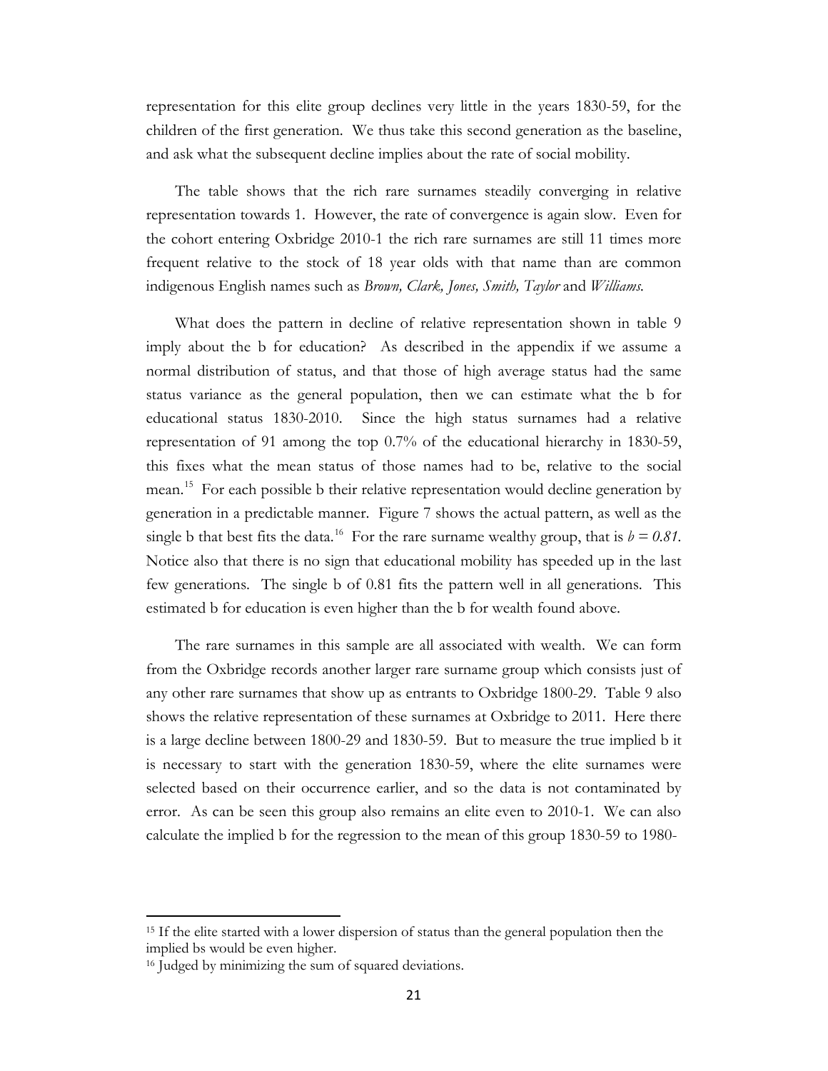representation for this elite group declines very little in the years 1830-59, for the children of the first generation. We thus take this second generation as the baseline, and ask what the subsequent decline implies about the rate of social mobility.

The table shows that the rich rare surnames steadily converging in relative representation towards 1. However, the rate of convergence is again slow. Even for the cohort entering Oxbridge 2010-1 the rich rare surnames are still 11 times more frequent relative to the stock of 18 year olds with that name than are common indigenous English names such as *Brown, Clark, Jones, Smith, Taylor* and *Williams*.

What does the pattern in decline of relative representation shown in table 9 imply about the b for education? As described in the appendix if we assume a normal distribution of status, and that those of high average status had the same status variance as the general population, then we can estimate what the b for educational status 1830-2010. Since the high status surnames had a relative representation of 91 among the top 0.7% of the educational hierarchy in 1830-59, this fixes what the mean status of those names had to be, relative to the social mean.[15] For each possible b their relative representation would decline generation by generation in a predictable manner. Figure 7 shows the actual pattern, as well as the single b that best fits the data.[16] For the rare surname wealthy group, that is $b = 0.81$. Notice also that there is no sign that educational mobility has speeded up in the last few generations. The single b of 0.81 fits the pattern well in all generations. This estimated b for education is even higher than the b for wealth found above.

The rare surnames in this sample are all associated with wealth. We can form from the Oxbridge records another larger rare surname group which consists just of any other rare surnames that show up as entrants to Oxbridge 1800-29. Table 9 also shows the relative representation of these surnames at Oxbridge to 2011. Here there is a large decline between 1800-29 and 1830-59. But to measure the true implied b it is necessary to start with the generation 1830-59, where the elite surnames were selected based on their occurrence earlier, and so the data is not contaminated by error. As can be seen this group also remains an elite even to 2010-1. We can also calculate the implied b for the regression to the mean of this group 1830-59 to 1980-

---

[15] If the elite started with a lower dispersion of status than the general population then the implied bs would be even higher.

[16] Judged by minimizing the sum of squared deviations.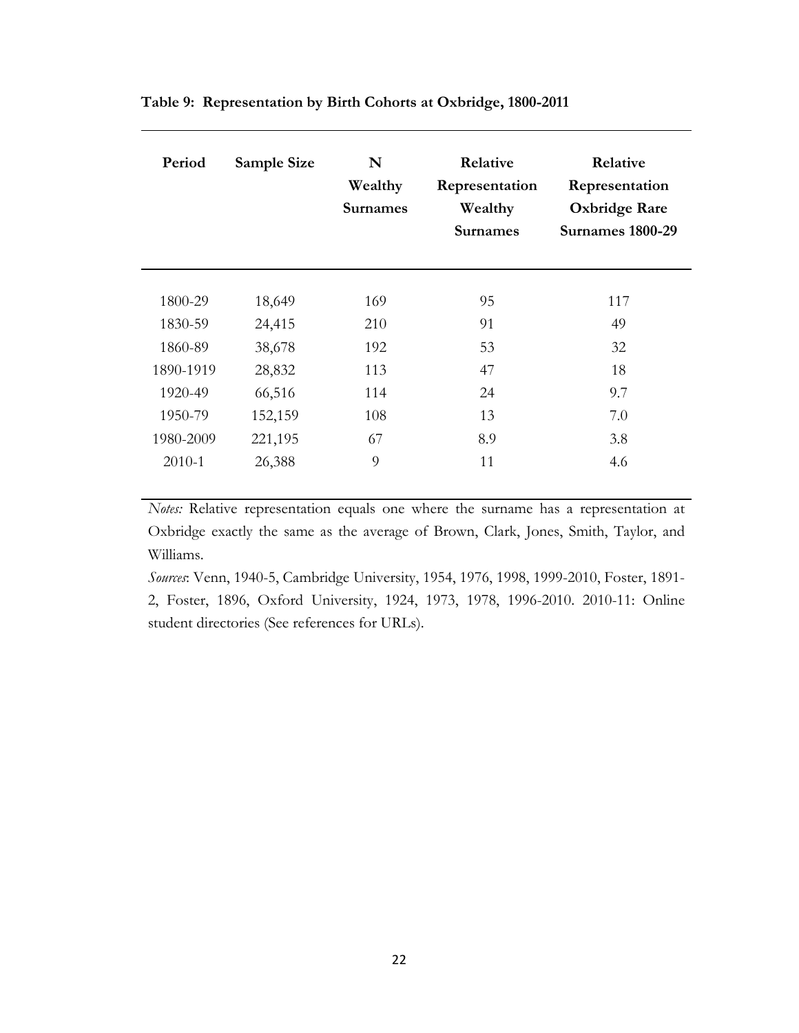**Table 9: Representation by Birth Cohorts at Oxbridge, 1800-2011**

| Period | Sample Size | N Wealthy Surnames | Relative Representation Wealthy Surnames | Relative Representation Oxbridge Rare Surnames 1800-29 |
|---|---|---|---|---|
| 1800-29 | 18,649 | 169 | 95 | 117 |
| 1830-59 | 24,415 | 210 | 91 | 49 |
| 1860-89 | 38,678 | 192 | 53 | 32 |
| 1890-1919 | 28,832 | 113 | 47 | 18 |
| 1920-49 | 66,516 | 114 | 24 | 9.7 |
| 1950-79 | 152,159 | 108 | 13 | 7.0 |
| 1980-2009 | 221,195 | 67 | 8.9 | 3.8 |
| 2010-1 | 26,388 | 9 | 11 | 4.6 |

*Notes:* Relative representation equals one where the surname has a representation at Oxbridge exactly the same as the average of Brown, Clark, Jones, Smith, Taylor, and Williams.

*Sources*: Venn, 1940-5, Cambridge University, 1954, 1976, 1998, 1999-2010, Foster, 1891-2, Foster, 1896, Oxford University, 1924, 1973, 1978, 1996-2010. 2010-11: Online student directories (See references for URLs).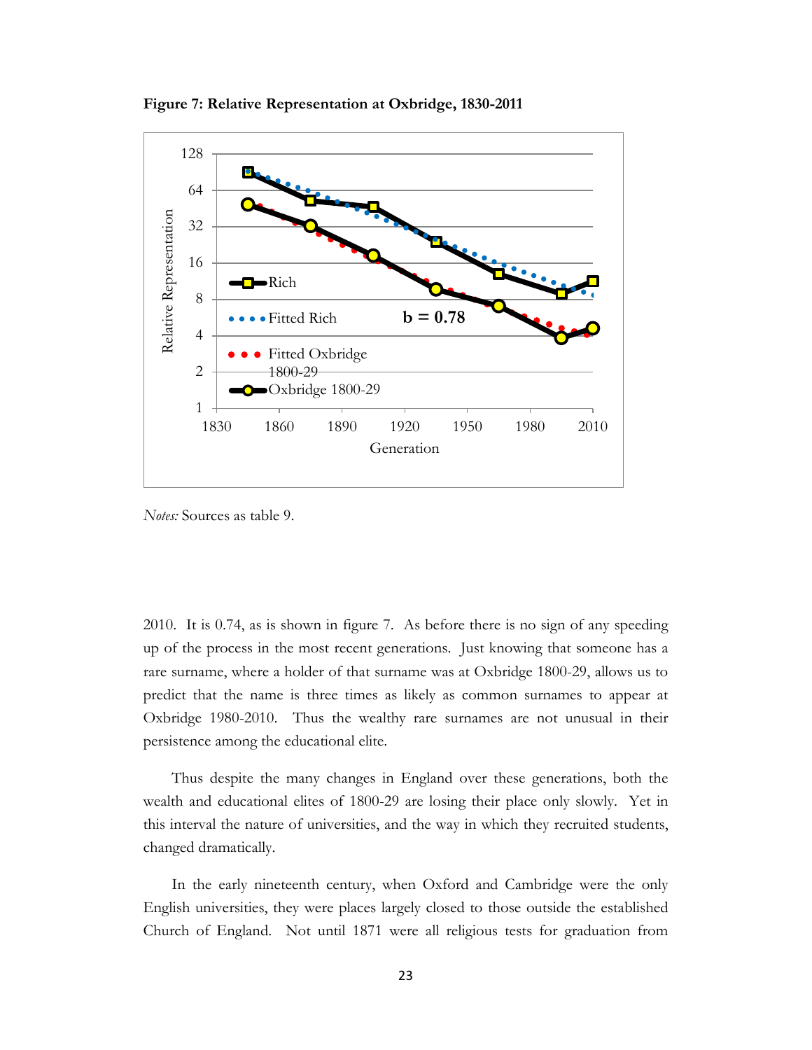**Figure 7: Relative Representation at Oxbridge, 1830-2011**

*Notes:* Sources as table 9.

2010. It is 0.74, as is shown in figure 7. As before there is no sign of any speeding up of the process in the most recent generations. Just knowing that someone has a rare surname, where a holder of that surname was at Oxbridge 1800-29, allows us to predict that the name is three times as likely as common surnames to appear at Oxbridge 1980-2010. Thus the wealthy rare surnames are not unusual in their persistence among the educational elite.

Thus despite the many changes in England over these generations, both the wealth and educational elites of 1800-29 are losing their place only slowly. Yet in this interval the nature of universities, and the way in which they recruited students, changed dramatically.

In the early nineteenth century, when Oxford and Cambridge were the only English universities, they were places largely closed to those outside the established Church of England. Not until 1871 were all religious tests for graduation from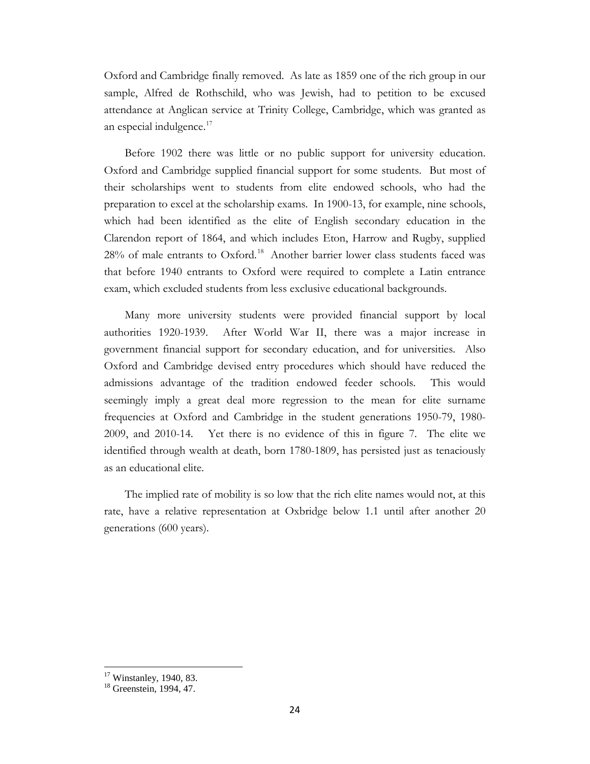Oxford and Cambridge finally removed. As late as 1859 one of the rich group in our sample, Alfred de Rothschild, who was Jewish, had to petition to be excused attendance at Anglican service at Trinity College, Cambridge, which was granted as an especial indulgence.[17]

Before 1902 there was little or no public support for university education. Oxford and Cambridge supplied financial support for some students. But most of their scholarships went to students from elite endowed schools, who had the preparation to excel at the scholarship exams. In 1900-13, for example, nine schools, which had been identified as the elite of English secondary education in the Clarendon report of 1864, and which includes Eton, Harrow and Rugby, supplied 28% of male entrants to Oxford.[18] Another barrier lower class students faced was that before 1940 entrants to Oxford were required to complete a Latin entrance exam, which excluded students from less exclusive educational backgrounds.

Many more university students were provided financial support by local authorities 1920-1939. After World War II, there was a major increase in government financial support for secondary education, and for universities. Also Oxford and Cambridge devised entry procedures which should have reduced the admissions advantage of the tradition endowed feeder schools. This would seemingly imply a great deal more regression to the mean for elite surname frequencies at Oxford and Cambridge in the student generations 1950-79, 1980-2009, and 2010-14. Yet there is no evidence of this in figure 7. The elite we identified through wealth at death, born 1780-1809, has persisted just as tenaciously as an educational elite.

The implied rate of mobility is so low that the rich elite names would not, at this rate, have a relative representation at Oxbridge below 1.1 until after another 20 generations (600 years).

[17] Winstanley, 1940, 83.

[18] Greenstein, 1994, 47.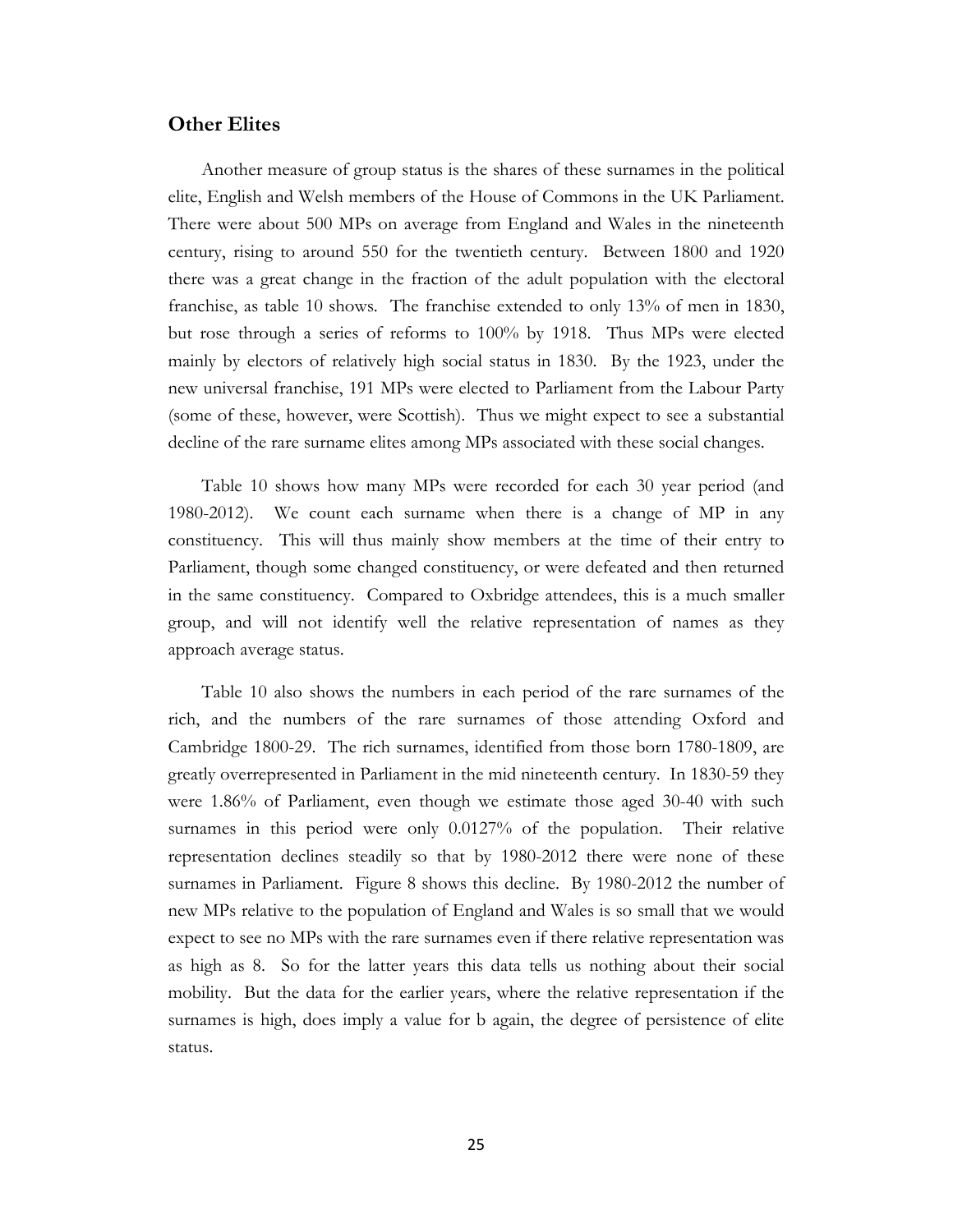## Other Elites

Another measure of group status is the shares of these surnames in the political elite, English and Welsh members of the House of Commons in the UK Parliament. There were about 500 MPs on average from England and Wales in the nineteenth century, rising to around 550 for the twentieth century. Between 1800 and 1920 there was a great change in the fraction of the adult population with the electoral franchise, as table 10 shows. The franchise extended to only 13% of men in 1830, but rose through a series of reforms to 100% by 1918. Thus MPs were elected mainly by electors of relatively high social status in 1830. By the 1923, under the new universal franchise, 191 MPs were elected to Parliament from the Labour Party (some of these, however, were Scottish). Thus we might expect to see a substantial decline of the rare surname elites among MPs associated with these social changes.

Table 10 shows how many MPs were recorded for each 30 year period (and 1980-2012). We count each surname when there is a change of MP in any constituency. This will thus mainly show members at the time of their entry to Parliament, though some changed constituency, or were defeated and then returned in the same constituency. Compared to Oxbridge attendees, this is a much smaller group, and will not identify well the relative representation of names as they approach average status.

Table 10 also shows the numbers in each period of the rare surnames of the rich, and the numbers of the rare surnames of those attending Oxford and Cambridge 1800-29. The rich surnames, identified from those born 1780-1809, are greatly overrepresented in Parliament in the mid nineteenth century. In 1830-59 they were 1.86% of Parliament, even though we estimate those aged 30-40 with such surnames in this period were only 0.0127% of the population. Their relative representation declines steadily so that by 1980-2012 there were none of these surnames in Parliament. Figure 8 shows this decline. By 1980-2012 the number of new MPs relative to the population of England and Wales is so small that we would expect to see no MPs with the rare surnames even if there relative representation was as high as 8. So for the latter years this data tells us nothing about their social mobility. But the data for the earlier years, where the relative representation if the surnames is high, does imply a value for b again, the degree of persistence of elite status.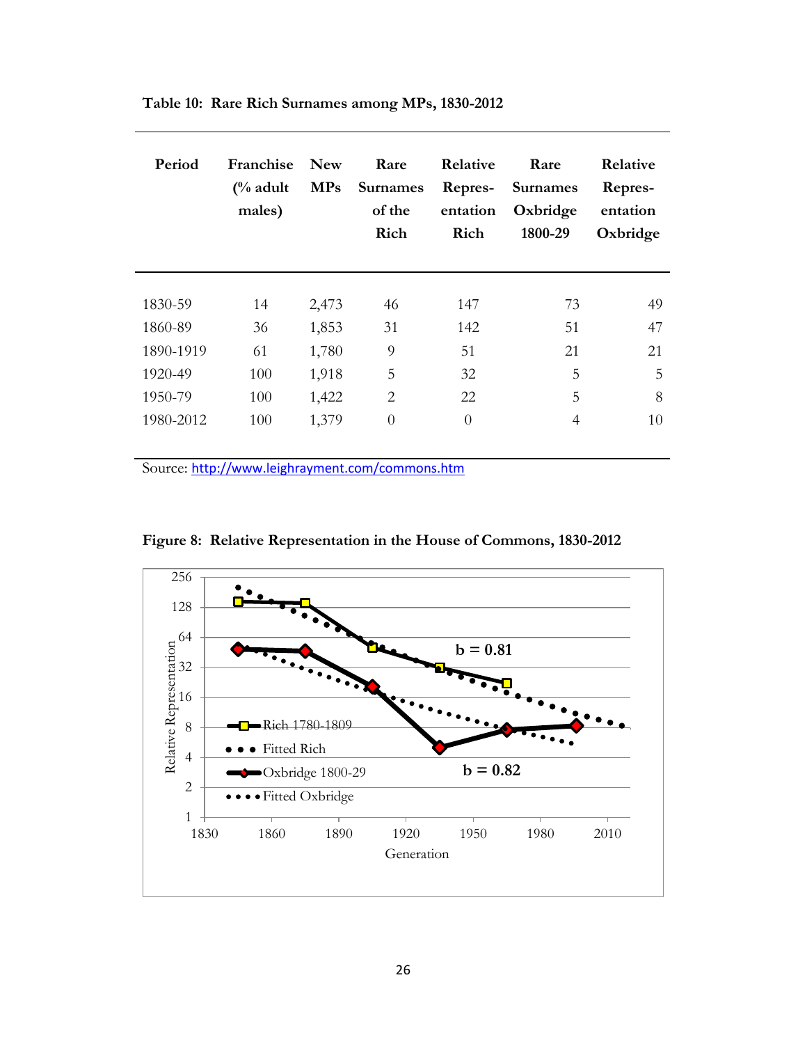**Table 10: Rare Rich Surnames among MPs, 1830-2012**

| Period | Franchise (% adult males) | New MPs | Rare Surnames of the Rich | Relative Repres-entation Rich | Rare Surnames Oxbridge 1800-29 | Relative Repres-entation Oxbridge |
|---|---|---|---|---|---|---|
| 1830-59 | 14 | 2,473 | 46 | 147 | 73 | 49 |
| 1860-89 | 36 | 1,853 | 31 | 142 | 51 | 47 |
| 1890-1919 | 61 | 1,780 | 9 | 51 | 21 | 21 |
| 1920-49 | 100 | 1,918 | 5 | 32 | 5 | 5 |
| 1950-79 | 100 | 1,422 | 2 | 22 | 5 | 8 |
| 1980-2012 | 100 | 1,379 | 0 | 0 | 4 | 10 |

Source: http://www.leighrayment.com/commons.htm

**Figure 8: Relative Representation in the House of Commons, 1830-2012**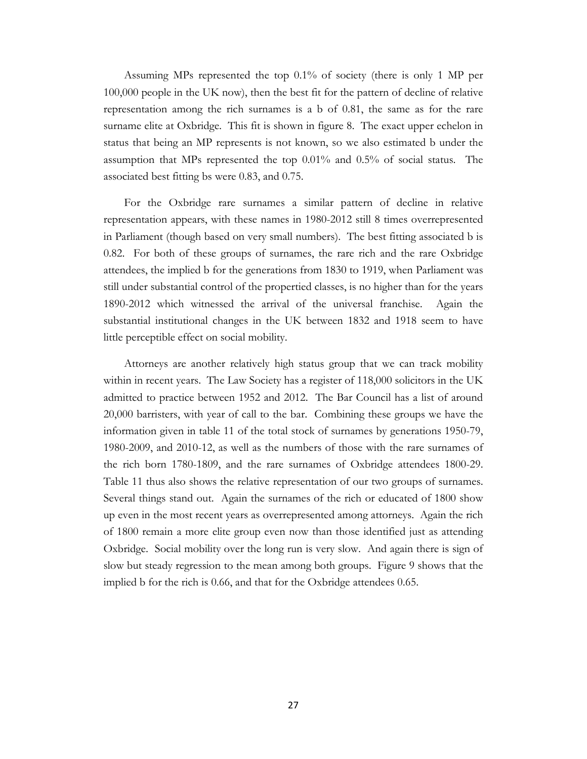Assuming MPs represented the top 0.1% of society (there is only 1 MP per 100,000 people in the UK now), then the best fit for the pattern of decline of relative representation among the rich surnames is a b of 0.81, the same as for the rare surname elite at Oxbridge. This fit is shown in figure 8. The exact upper echelon in status that being an MP represents is not known, so we also estimated b under the assumption that MPs represented the top 0.01% and 0.5% of social status. The associated best fitting bs were 0.83, and 0.75.

For the Oxbridge rare surnames a similar pattern of decline in relative representation appears, with these names in 1980-2012 still 8 times overrepresented in Parliament (though based on very small numbers). The best fitting associated b is 0.82. For both of these groups of surnames, the rare rich and the rare Oxbridge attendees, the implied b for the generations from 1830 to 1919, when Parliament was still under substantial control of the propertied classes, is no higher than for the years 1890-2012 which witnessed the arrival of the universal franchise. Again the substantial institutional changes in the UK between 1832 and 1918 seem to have little perceptible effect on social mobility.

Attorneys are another relatively high status group that we can track mobility within in recent years. The Law Society has a register of 118,000 solicitors in the UK admitted to practice between 1952 and 2012. The Bar Council has a list of around 20,000 barristers, with year of call to the bar. Combining these groups we have the information given in table 11 of the total stock of surnames by generations 1950-79, 1980-2009, and 2010-12, as well as the numbers of those with the rare surnames of the rich born 1780-1809, and the rare surnames of Oxbridge attendees 1800-29. Table 11 thus also shows the relative representation of our two groups of surnames. Several things stand out. Again the surnames of the rich or educated of 1800 show up even in the most recent years as overrepresented among attorneys. Again the rich of 1800 remain a more elite group even now than those identified just as attending Oxbridge. Social mobility over the long run is very slow. And again there is sign of slow but steady regression to the mean among both groups. Figure 9 shows that the implied b for the rich is 0.66, and that for the Oxbridge attendees 0.65.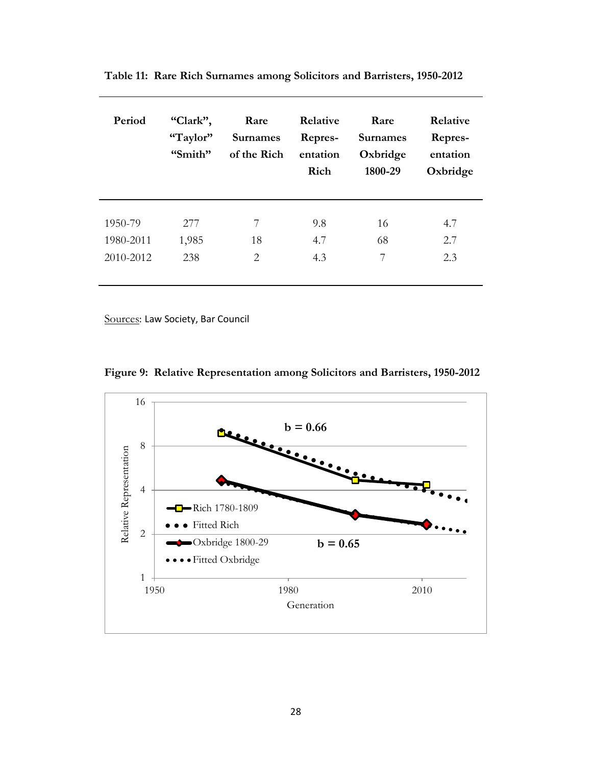**Table 11: Rare Rich Surnames among Solicitors and Barristers, 1950-2012**

| Period | "Clark", "Taylor" "Smith" | Rare Surnames of the Rich | Relative Repres-entation Rich | Rare Surnames Oxbridge 1800-29 | Relative Repres-entation Oxbridge |
|---|---|---|---|---|---|
| 1950-79 | 277 | 7 | 9.8 | 16 | 4.7 |
| 1980-2011 | 1,985 | 18 | 4.7 | 68 | 2.7 |
| 2010-2012 | 238 | 2 | 4.3 | 7 | 2.3 |

Sources: Law Society, Bar Council

**Figure 9: Relative Representation among Solicitors and Barristers, 1950-2012**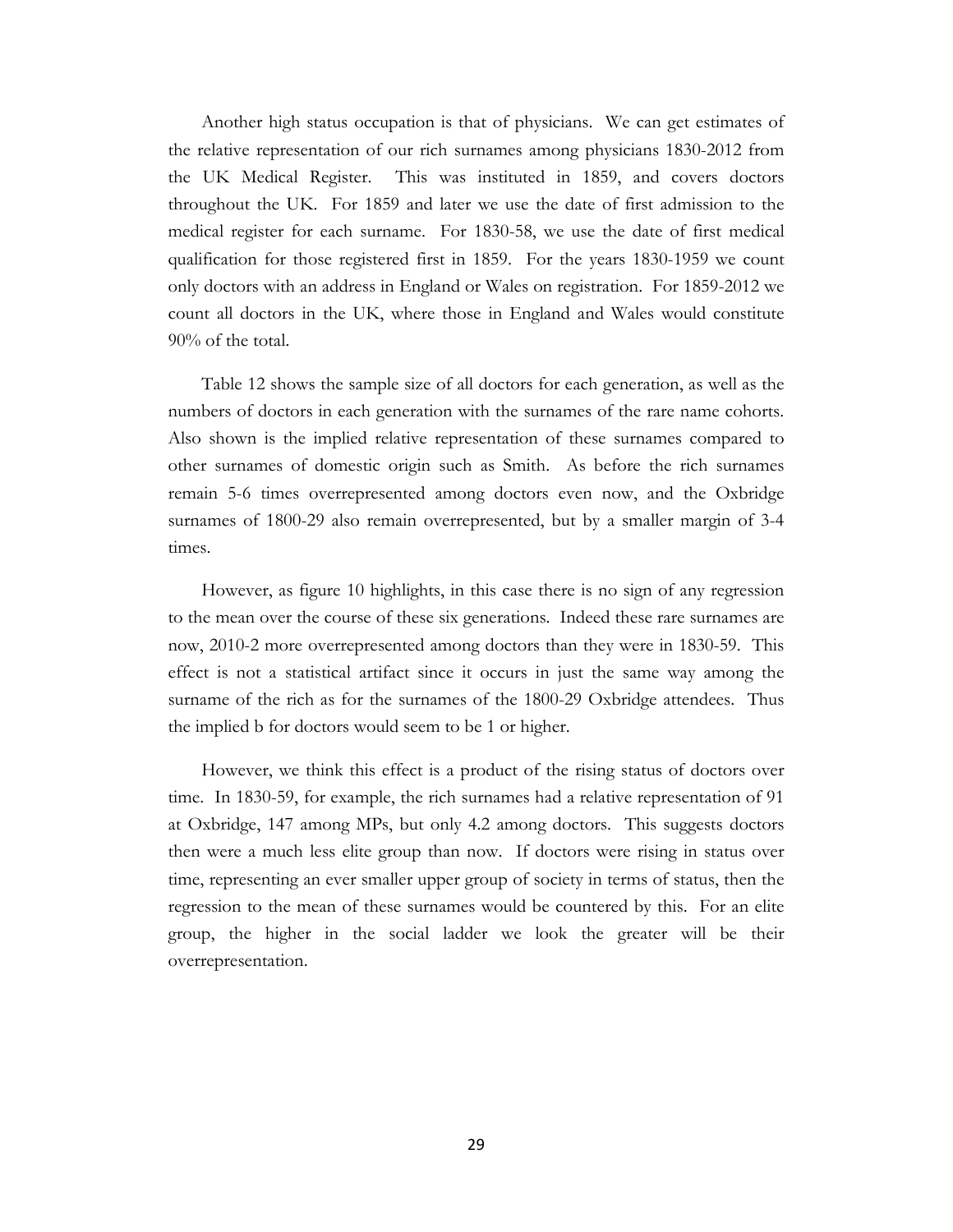Another high status occupation is that of physicians. We can get estimates of the relative representation of our rich surnames among physicians 1830-2012 from the UK Medical Register. This was instituted in 1859, and covers doctors throughout the UK. For 1859 and later we use the date of first admission to the medical register for each surname. For 1830-58, we use the date of first medical qualification for those registered first in 1859. For the years 1830-1959 we count only doctors with an address in England or Wales on registration. For 1859-2012 we count all doctors in the UK, where those in England and Wales would constitute 90% of the total.

Table 12 shows the sample size of all doctors for each generation, as well as the numbers of doctors in each generation with the surnames of the rare name cohorts. Also shown is the implied relative representation of these surnames compared to other surnames of domestic origin such as Smith. As before the rich surnames remain 5-6 times overrepresented among doctors even now, and the Oxbridge surnames of 1800-29 also remain overrepresented, but by a smaller margin of 3-4 times.

However, as figure 10 highlights, in this case there is no sign of any regression to the mean over the course of these six generations. Indeed these rare surnames are now, 2010-2 more overrepresented among doctors than they were in 1830-59. This effect is not a statistical artifact since it occurs in just the same way among the surname of the rich as for the surnames of the 1800-29 Oxbridge attendees. Thus the implied b for doctors would seem to be 1 or higher.

However, we think this effect is a product of the rising status of doctors over time. In 1830-59, for example, the rich surnames had a relative representation of 91 at Oxbridge, 147 among MPs, but only 4.2 among doctors. This suggests doctors then were a much less elite group than now. If doctors were rising in status over time, representing an ever smaller upper group of society in terms of status, then the regression to the mean of these surnames would be countered by this. For an elite group, the higher in the social ladder we look the greater will be their overrepresentation.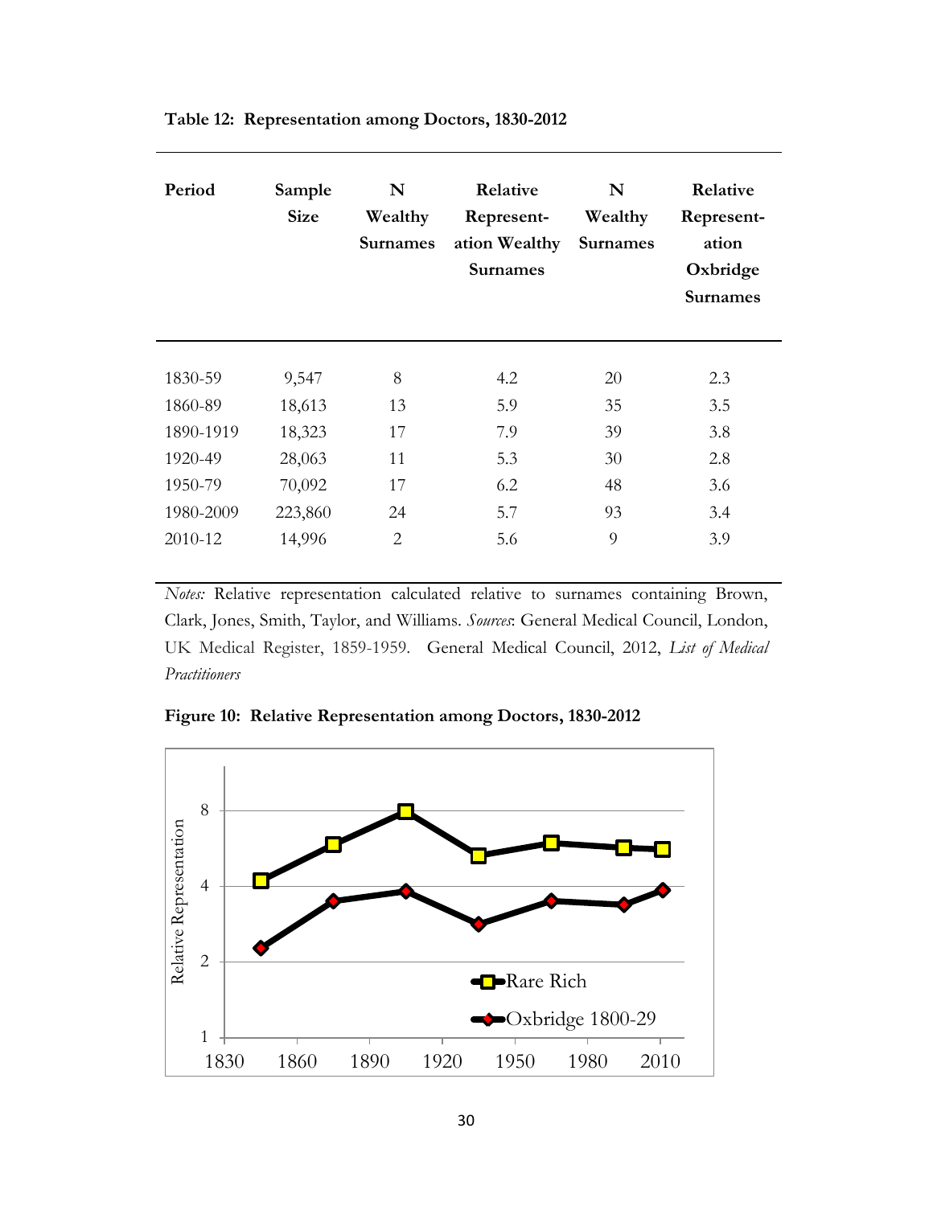**Table 12: Representation among Doctors, 1830-2012**

| Period | Sample Size | N Wealthy Surnames | Relative Represent-ation Wealthy Surnames | N Wealthy Surnames | Relative Represent-ation Oxbridge Surnames |
|---|---|---|---|---|---|
| 1830-59 | 9,547 | 8 | 4.2 | 20 | 2.3 |
| 1860-89 | 18,613 | 13 | 5.9 | 35 | 3.5 |
| 1890-1919 | 18,323 | 17 | 7.9 | 39 | 3.8 |
| 1920-49 | 28,063 | 11 | 5.3 | 30 | 2.8 |
| 1950-79 | 70,092 | 17 | 6.2 | 48 | 3.6 |
| 1980-2009 | 223,860 | 24 | 5.7 | 93 | 3.4 |
| 2010-12 | 14,996 | 2 | 5.6 | 9 | 3.9 |

*Notes:* Relative representation calculated relative to surnames containing Brown, Clark, Jones, Smith, Taylor, and Williams. *Sources*: General Medical Council, London, UK Medical Register, 1859-1959. General Medical Council, 2012, *List of Medical Practitioners*

**Figure 10: Relative Representation among Doctors, 1830-2012**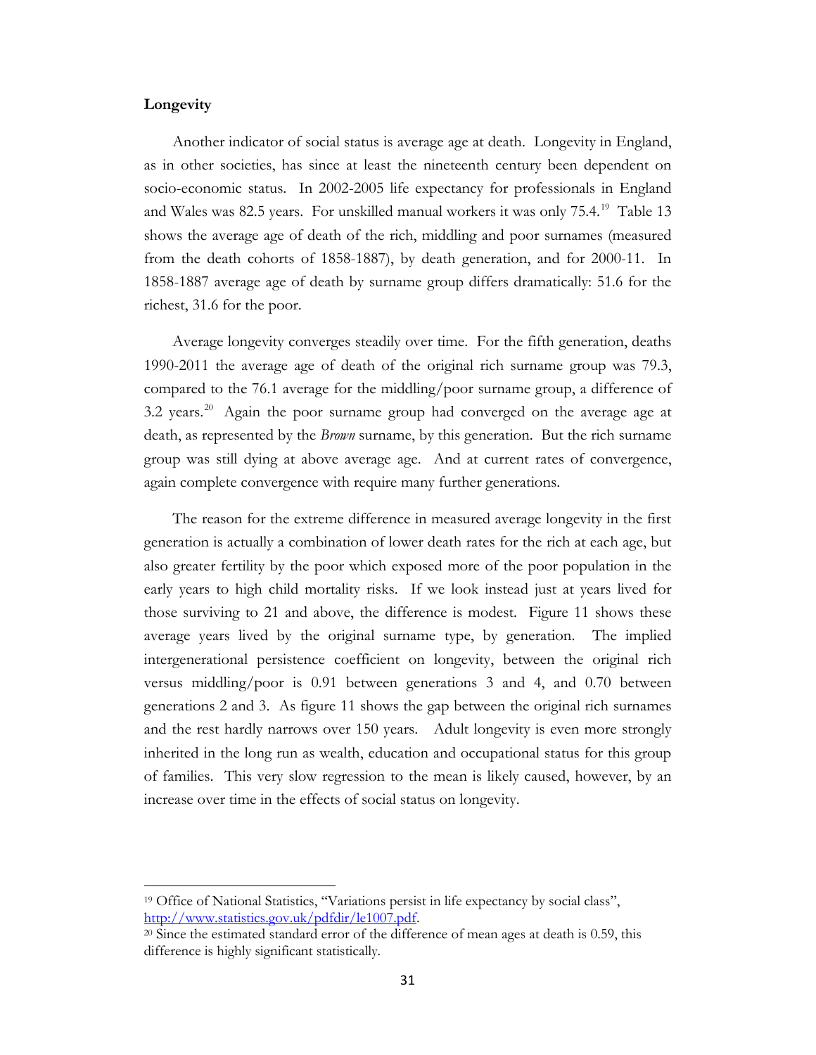**Longevity**

Another indicator of social status is average age at death. Longevity in England, as in other societies, has since at least the nineteenth century been dependent on socio-economic status. In 2002-2005 life expectancy for professionals in England and Wales was 82.5 years. For unskilled manual workers it was only 75.4.[19] Table 13 shows the average age of death of the rich, middling and poor surnames (measured from the death cohorts of 1858-1887), by death generation, and for 2000-11. In 1858-1887 average age of death by surname group differs dramatically: 51.6 for the richest, 31.6 for the poor.

Average longevity converges steadily over time. For the fifth generation, deaths 1990-2011 the average age of death of the original rich surname group was 79.3, compared to the 76.1 average for the middling/poor surname group, a difference of 3.2 years.[20] Again the poor surname group had converged on the average age at death, as represented by the *Brown* surname, by this generation. But the rich surname group was still dying at above average age. And at current rates of convergence, again complete convergence with require many further generations.

The reason for the extreme difference in measured average longevity in the first generation is actually a combination of lower death rates for the rich at each age, but also greater fertility by the poor which exposed more of the poor population in the early years to high child mortality risks. If we look instead just at years lived for those surviving to 21 and above, the difference is modest. Figure 11 shows these average years lived by the original surname type, by generation. The implied intergenerational persistence coefficient on longevity, between the original rich versus middling/poor is 0.91 between generations 3 and 4, and 0.70 between generations 2 and 3. As figure 11 shows the gap between the original rich surnames and the rest hardly narrows over 150 years. Adult longevity is even more strongly inherited in the long run as wealth, education and occupational status for this group of families. This very slow regression to the mean is likely caused, however, by an increase over time in the effects of social status on longevity.

---

[19] Office of National Statistics, "Variations persist in life expectancy by social class", http://www.statistics.gov.uk/pdfdir/le1007.pdf.

[20] Since the estimated standard error of the difference of mean ages at death is 0.59, this difference is highly significant statistically.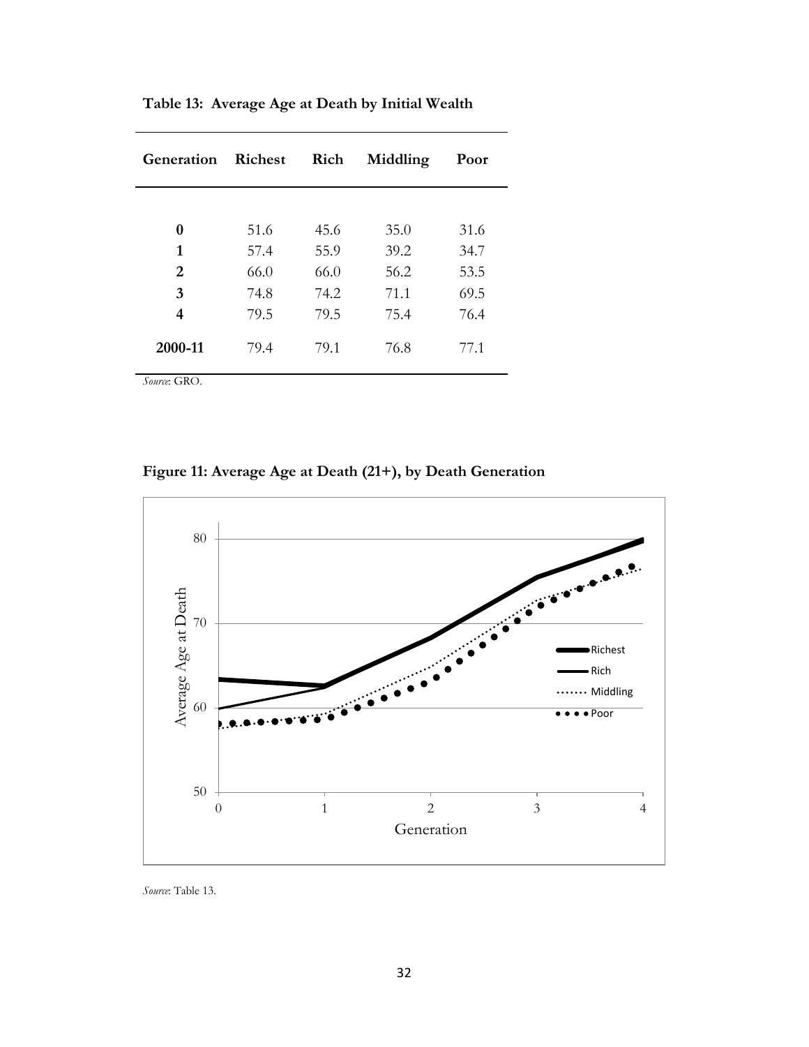**Table 13: Average Age at Death by Initial Wealth**

| Generation | Richest | Rich | Middling | Poor |
|---|---|---|---|---|
| **0** | 51.6 | 45.6 | 35.0 | 31.6 |
| **1** | 57.4 | 55.9 | 39.2 | 34.7 |
| **2** | 66.0 | 66.0 | 56.2 | 53.5 |
| **3** | 74.8 | 74.2 | 71.1 | 69.5 |
| **4** | 79.5 | 79.5 | 75.4 | 76.4 |
| **2000-11** | 79.4 | 79.1 | 76.8 | 77.1 |

*Source*: GRO.

**Figure 11: Average Age at Death (21+), by Death Generation**

*Source*: Table 13.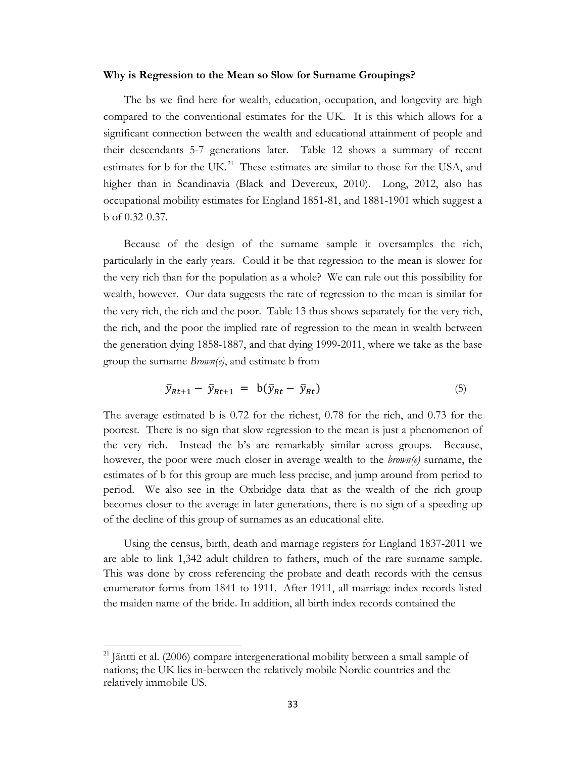**Why is Regression to the Mean so Slow for Surname Groupings?**

The bs we find here for wealth, education, occupation, and longevity are high compared to the conventional estimates for the UK. It is this which allows for a significant connection between the wealth and educational attainment of people and their descendants 5-7 generations later. Table 12 shows a summary of recent estimates for b for the UK.[21] These estimates are similar to those for the USA, and higher than in Scandinavia (Black and Devereux, 2010). Long, 2012, also has occupational mobility estimates for England 1851-81, and 1881-1901 which suggest a b of 0.32-0.37.

Because of the design of the surname sample it oversamples the rich, particularly in the early years. Could it be that regression to the mean is slower for the very rich than for the population as a whole? We can rule out this possibility for wealth, however. Our data suggests the rate of regression to the mean is similar for the very rich, the rich and the poor. Table 13 thus shows separately for the very rich, the rich, and the poor the implied rate of regression to the mean in wealth between the generation dying 1858-1887, and that dying 1999-2011, where we take as the base group the surname *Brown(e)*, and estimate b from

$$\bar{y}_{Rt+1} - \bar{y}_{Bt+1} = \mathrm{b}(\bar{y}_{Rt} - \bar{y}_{Bt}) \tag{5}$$

The average estimated b is 0.72 for the richest, 0.78 for the rich, and 0.73 for the poorest. There is no sign that slow regression to the mean is just a phenomenon of the very rich. Instead the b's are remarkably similar across groups. Because, however, the poor were much closer in average wealth to the *brown(e)* surname, the estimates of b for this group are much less precise, and jump around from period to period. We also see in the Oxbridge data that as the wealth of the rich group becomes closer to the average in later generations, there is no sign of a speeding up of the decline of this group of surnames as an educational elite.

Using the census, birth, death and marriage registers for England 1837-2011 we are able to link 1,342 adult children to fathers, much of the rare surname sample. This was done by cross referencing the probate and death records with the census enumerator forms from 1841 to 1911. After 1911, all marriage index records listed the maiden name of the bride. In addition, all birth index records contained the

[21] Jäntti et al. (2006) compare intergenerational mobility between a small sample of nations; the UK lies in-between the relatively mobile Nordic countries and the relatively immobile US.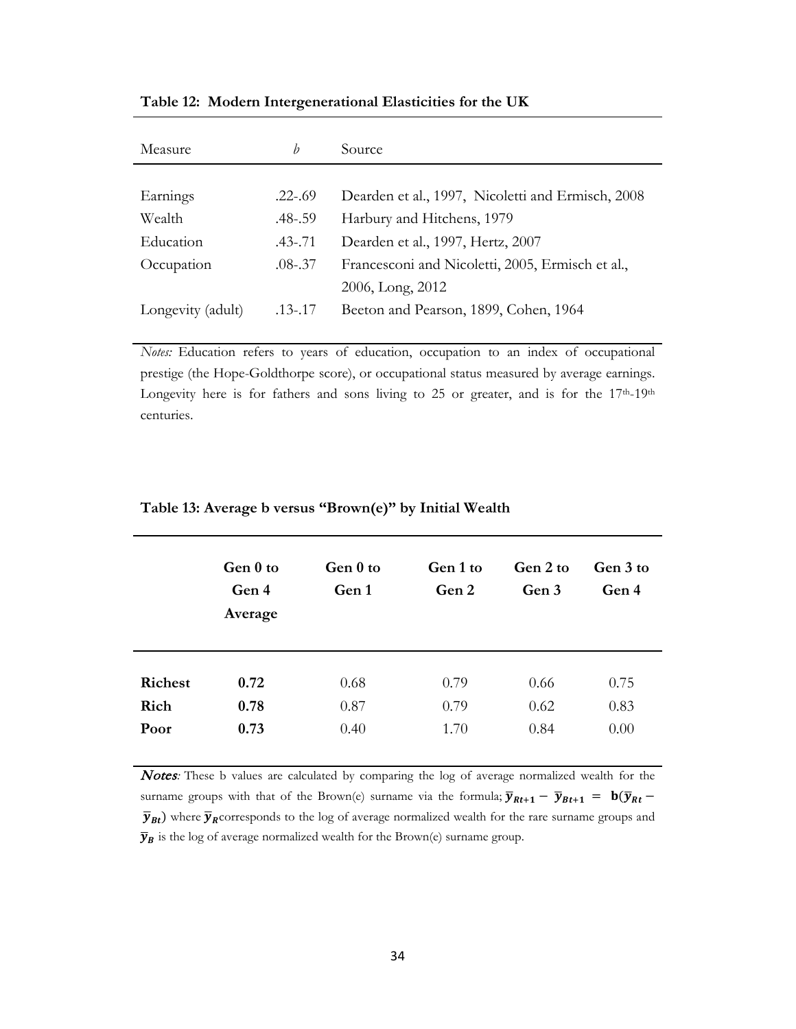**Table 12: Modern Intergenerational Elasticities for the UK**

| Measure | *b* | Source |
|---|---|---|
| Earnings | .22-.69 | Dearden et al., 1997, Nicoletti and Ermisch, 2008 |
| Wealth | .48-.59 | Harbury and Hitchens, 1979 |
| Education | .43-.71 | Dearden et al., 1997, Hertz, 2007 |
| Occupation | .08-.37 | Francesconi and Nicoletti, 2005, Ermisch et al., 2006, Long, 2012 |
| Longevity (adult) | .13-.17 | Beeton and Pearson, 1899, Cohen, 1964 |

*Notes:* Education refers to years of education, occupation to an index of occupational prestige (the Hope-Goldthorpe score), or occupational status measured by average earnings. Longevity here is for fathers and sons living to 25 or greater, and is for the 17th-19th centuries.

**Table 13: Average b versus "Brown(e)" by Initial Wealth**

| | Gen 0 to Gen 4 Average | Gen 0 to Gen 1 | Gen 1 to Gen 2 | Gen 2 to Gen 3 | Gen 3 to Gen 4 |
|---|---|---|---|---|---|
| **Richest** | **0.72** | 0.68 | 0.79 | 0.66 | 0.75 |
| **Rich** | **0.78** | 0.87 | 0.79 | 0.62 | 0.83 |
| **Poor** | **0.73** | 0.40 | 1.70 | 0.84 | 0.00 |

***Notes***: These b values are calculated by comparing the log of average normalized wealth for the surname groups with that of the Brown(e) surname via the formula; $\bar{y}_{Rt+1} - \bar{y}_{Bt+1} = \mathbf{b}(\bar{y}_{Rt} - \bar{y}_{Bt})$ where $\bar{y}_R$ corresponds to the log of average normalized wealth for the rare surname groups and $\bar{y}_B$ is the log of average normalized wealth for the Brown(e) surname group.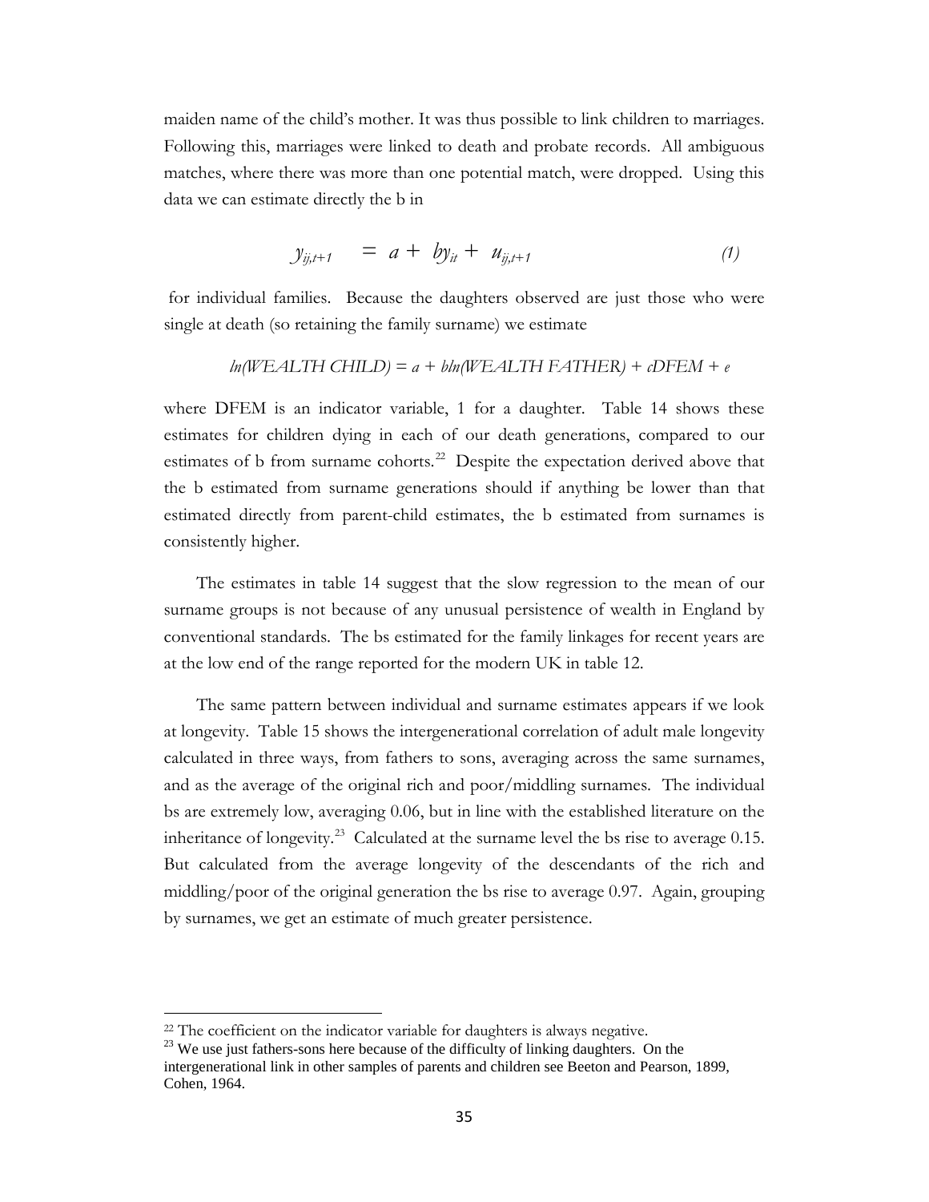maiden name of the child's mother. It was thus possible to link children to marriages. Following this, marriages were linked to death and probate records. All ambiguous matches, where there was more than one potential match, were dropped. Using this data we can estimate directly the b in

$$y_{ij,t+1} \quad = \; a + \; by_{it} + \; u_{ij,t+1} \tag{1}$$

for individual families. Because the daughters observed are just those who were single at death (so retaining the family surname) we estimate

$$ln(WEALTH\ CHILD) = a + bln(WEALTH\ FATHER) + cDFEM + e$$

where DFEM is an indicator variable, 1 for a daughter. Table 14 shows these estimates for children dying in each of our death generations, compared to our estimates of b from surname cohorts.[22] Despite the expectation derived above that the b estimated from surname generations should if anything be lower than that estimated directly from parent-child estimates, the b estimated from surnames is consistently higher.

The estimates in table 14 suggest that the slow regression to the mean of our surname groups is not because of any unusual persistence of wealth in England by conventional standards. The bs estimated for the family linkages for recent years are at the low end of the range reported for the modern UK in table 12.

The same pattern between individual and surname estimates appears if we look at longevity. Table 15 shows the intergenerational correlation of adult male longevity calculated in three ways, from fathers to sons, averaging across the same surnames, and as the average of the original rich and poor/middling surnames. The individual bs are extremely low, averaging 0.06, but in line with the established literature on the inheritance of longevity.[23] Calculated at the surname level the bs rise to average 0.15. But calculated from the average longevity of the descendants of the rich and middling/poor of the original generation the bs rise to average 0.97. Again, grouping by surnames, we get an estimate of much greater persistence.

---

[22] The coefficient on the indicator variable for daughters is always negative.

[23] We use just fathers-sons here because of the difficulty of linking daughters. On the intergenerational link in other samples of parents and children see Beeton and Pearson, 1899, Cohen, 1964.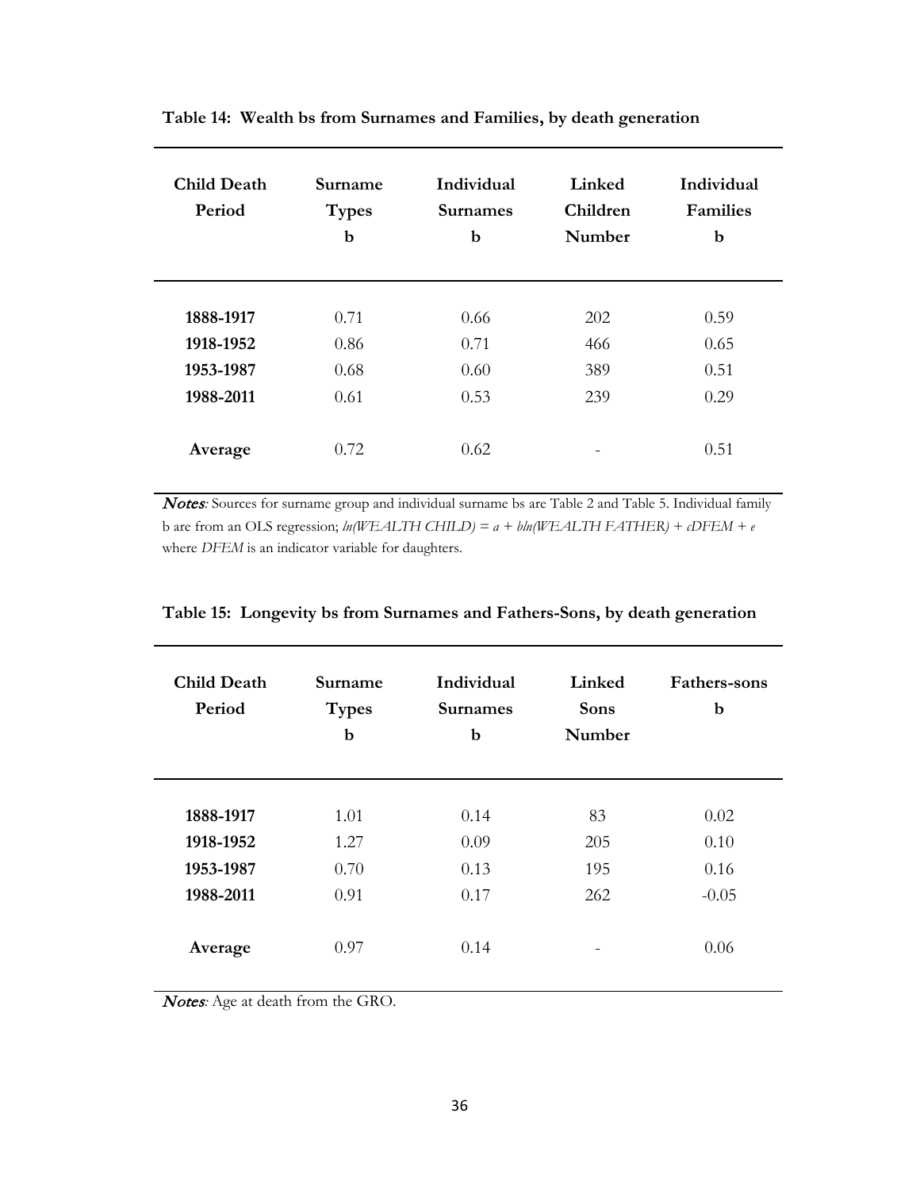**Table 14: Wealth bs from Surnames and Families, by death generation**

| Child Death Period | Surname Types b | Individual Surnames b | Linked Children Number | Individual Families b |
|---|---|---|---|---|
| **1888-1917** | 0.71 | 0.66 | 202 | 0.59 |
| **1918-1952** | 0.86 | 0.71 | 466 | 0.65 |
| **1953-1987** | 0.68 | 0.60 | 389 | 0.51 |
| **1988-2011** | 0.61 | 0.53 | 239 | 0.29 |
| **Average** | 0.72 | 0.62 | - | 0.51 |

***Notes**:* Sources for surname group and individual surname bs are Table 2 and Table 5. Individual family b are from an OLS regression; $ln(WEALTH\ CHILD) = a + bln(WEALTH\ FATHER) + cDFEM + e$ where *DFEM* is an indicator variable for daughters.

**Table 15: Longevity bs from Surnames and Fathers-Sons, by death generation**

| Child Death Period | Surname Types b | Individual Surnames b | Linked Sons Number | Fathers-sons b |
|---|---|---|---|---|
| **1888-1917** | 1.01 | 0.14 | 83 | 0.02 |
| **1918-1952** | 1.27 | 0.09 | 205 | 0.10 |
| **1953-1987** | 0.70 | 0.13 | 195 | 0.16 |
| **1988-2011** | 0.91 | 0.17 | 262 | -0.05 |
| **Average** | 0.97 | 0.14 | - | 0.06 |

***Notes**:* Age at death from the GRO.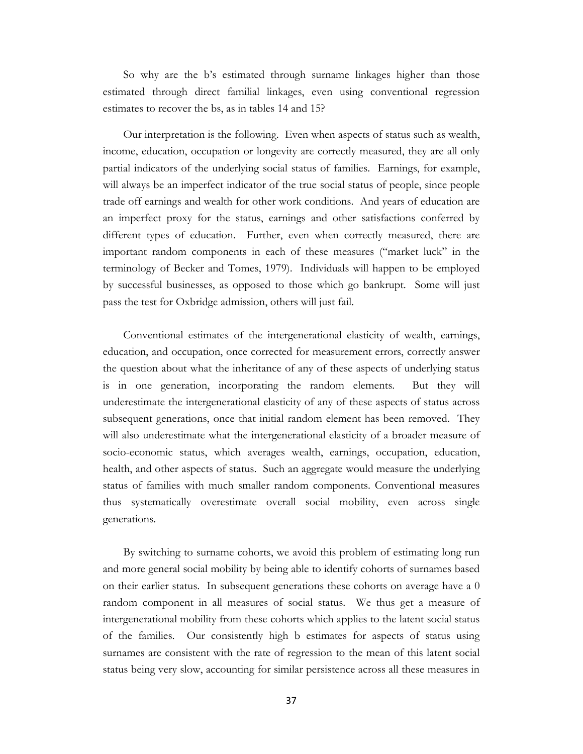So why are the b's estimated through surname linkages higher than those estimated through direct familial linkages, even using conventional regression estimates to recover the bs, as in tables 14 and 15?

Our interpretation is the following. Even when aspects of status such as wealth, income, education, occupation or longevity are correctly measured, they are all only partial indicators of the underlying social status of families. Earnings, for example, will always be an imperfect indicator of the true social status of people, since people trade off earnings and wealth for other work conditions. And years of education are an imperfect proxy for the status, earnings and other satisfactions conferred by different types of education. Further, even when correctly measured, there are important random components in each of these measures ("market luck" in the terminology of Becker and Tomes, 1979). Individuals will happen to be employed by successful businesses, as opposed to those which go bankrupt. Some will just pass the test for Oxbridge admission, others will just fail.

Conventional estimates of the intergenerational elasticity of wealth, earnings, education, and occupation, once corrected for measurement errors, correctly answer the question about what the inheritance of any of these aspects of underlying status is in one generation, incorporating the random elements. But they will underestimate the intergenerational elasticity of any of these aspects of status across subsequent generations, once that initial random element has been removed. They will also underestimate what the intergenerational elasticity of a broader measure of socio-economic status, which averages wealth, earnings, occupation, education, health, and other aspects of status. Such an aggregate would measure the underlying status of families with much smaller random components. Conventional measures thus systematically overestimate overall social mobility, even across single generations.

By switching to surname cohorts, we avoid this problem of estimating long run and more general social mobility by being able to identify cohorts of surnames based on their earlier status. In subsequent generations these cohorts on average have a 0 random component in all measures of social status. We thus get a measure of intergenerational mobility from these cohorts which applies to the latent social status of the families. Our consistently high b estimates for aspects of status using surnames are consistent with the rate of regression to the mean of this latent social status being very slow, accounting for similar persistence across all these measures in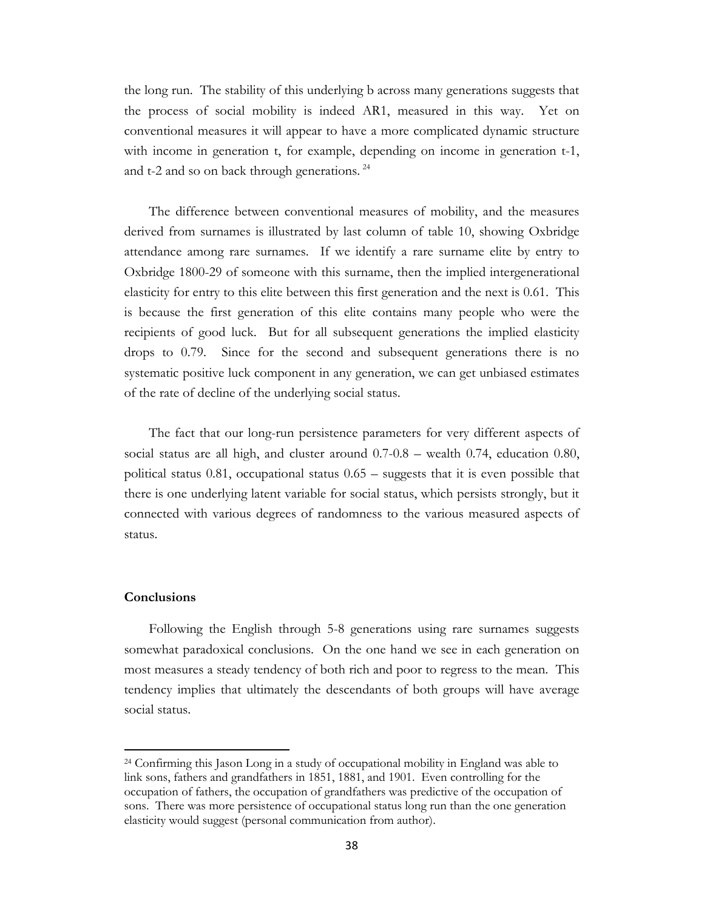the long run. The stability of this underlying b across many generations suggests that the process of social mobility is indeed AR1, measured in this way. Yet on conventional measures it will appear to have a more complicated dynamic structure with income in generation t, for example, depending on income in generation t-1, and t-2 and so on back through generations. [24]

The difference between conventional measures of mobility, and the measures derived from surnames is illustrated by last column of table 10, showing Oxbridge attendance among rare surnames. If we identify a rare surname elite by entry to Oxbridge 1800-29 of someone with this surname, then the implied intergenerational elasticity for entry to this elite between this first generation and the next is 0.61. This is because the first generation of this elite contains many people who were the recipients of good luck. But for all subsequent generations the implied elasticity drops to 0.79. Since for the second and subsequent generations there is no systematic positive luck component in any generation, we can get unbiased estimates of the rate of decline of the underlying social status.

The fact that our long-run persistence parameters for very different aspects of social status are all high, and cluster around 0.7-0.8 – wealth 0.74, education 0.80, political status 0.81, occupational status 0.65 – suggests that it is even possible that there is one underlying latent variable for social status, which persists strongly, but it connected with various degrees of randomness to the various measured aspects of status.

**Conclusions**

Following the English through 5-8 generations using rare surnames suggests somewhat paradoxical conclusions. On the one hand we see in each generation on most measures a steady tendency of both rich and poor to regress to the mean. This tendency implies that ultimately the descendants of both groups will have average social status.

[24] Confirming this Jason Long in a study of occupational mobility in England was able to link sons, fathers and grandfathers in 1851, 1881, and 1901. Even controlling for the occupation of fathers, the occupation of grandfathers was predictive of the occupation of sons. There was more persistence of occupational status long run than the one generation elasticity would suggest (personal communication from author).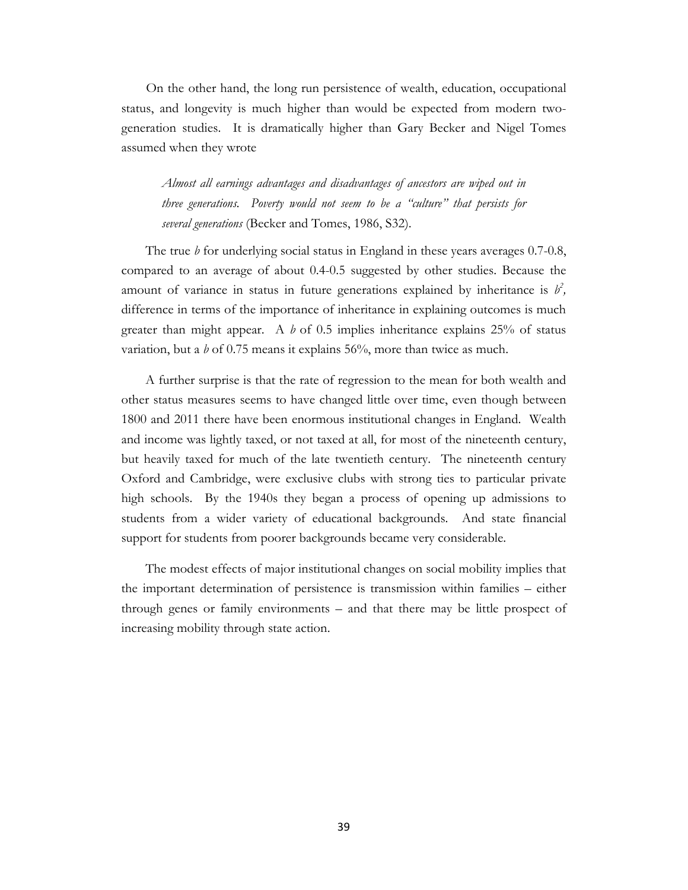On the other hand, the long run persistence of wealth, education, occupational status, and longevity is much higher than would be expected from modern two-generation studies. It is dramatically higher than Gary Becker and Nigel Tomes assumed when they wrote

> *Almost all earnings advantages and disadvantages of ancestors are wiped out in three generations. Poverty would not seem to be a "culture" that persists for several generations* (Becker and Tomes, 1986, S32).

The true $b$ for underlying social status in England in these years averages 0.7-0.8, compared to an average of about 0.4-0.5 suggested by other studies. Because the amount of variance in status in future generations explained by inheritance is $b^2$, difference in terms of the importance of inheritance in explaining outcomes is much greater than might appear. A $b$ of 0.5 implies inheritance explains 25% of status variation, but a $b$ of 0.75 means it explains 56%, more than twice as much.

A further surprise is that the rate of regression to the mean for both wealth and other status measures seems to have changed little over time, even though between 1800 and 2011 there have been enormous institutional changes in England. Wealth and income was lightly taxed, or not taxed at all, for most of the nineteenth century, but heavily taxed for much of the late twentieth century. The nineteenth century Oxford and Cambridge, were exclusive clubs with strong ties to particular private high schools. By the 1940s they began a process of opening up admissions to students from a wider variety of educational backgrounds. And state financial support for students from poorer backgrounds became very considerable.

The modest effects of major institutional changes on social mobility implies that the important determination of persistence is transmission within families – either through genes or family environments – and that there may be little prospect of increasing mobility through state action.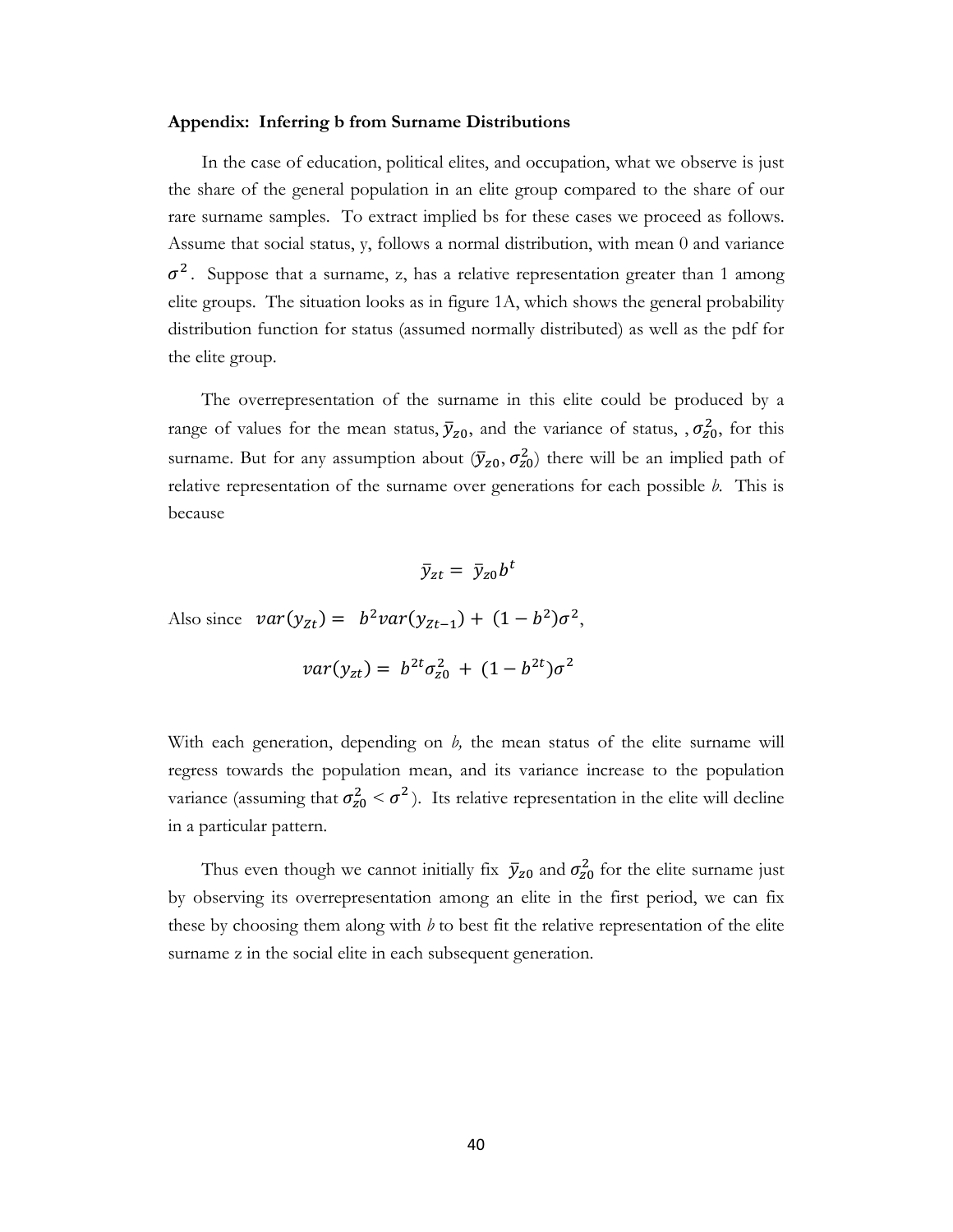**Appendix: Inferring b from Surname Distributions**

In the case of education, political elites, and occupation, what we observe is just the share of the general population in an elite group compared to the share of our rare surname samples. To extract implied bs for these cases we proceed as follows. Assume that social status, y, follows a normal distribution, with mean 0 and variance $\sigma^2$. Suppose that a surname, z, has a relative representation greater than 1 among elite groups. The situation looks as in figure 1A, which shows the general probability distribution function for status (assumed normally distributed) as well as the pdf for the elite group.

The overrepresentation of the surname in this elite could be produced by a range of values for the mean status, $\bar{y}_{z0}$, and the variance of status, , $\sigma_{z0}^2$, for this surname. But for any assumption about ($\bar{y}_{z0}, \sigma_{z0}^2$) there will be an implied path of relative representation of the surname over generations for each possible *b*. This is because

$$\bar{y}_{zt} = \bar{y}_{z0} b^t$$

Also since $var(y_{Zt}) = b^2 var(y_{Zt-1}) + (1 - b^2)\sigma^2$,

$$var(y_{zt}) = b^{2t}\sigma_{z0}^2 + (1 - b^{2t})\sigma^2$$

With each generation, depending on *b,* the mean status of the elite surname will regress towards the population mean, and its variance increase to the population variance (assuming that $\sigma_{z0}^2 < \sigma^2$). Its relative representation in the elite will decline in a particular pattern.

Thus even though we cannot initially fix $\bar{y}_{z0}$ and $\sigma_{z0}^2$ for the elite surname just by observing its overrepresentation among an elite in the first period, we can fix these by choosing them along with *b* to best fit the relative representation of the elite surname z in the social elite in each subsequent generation.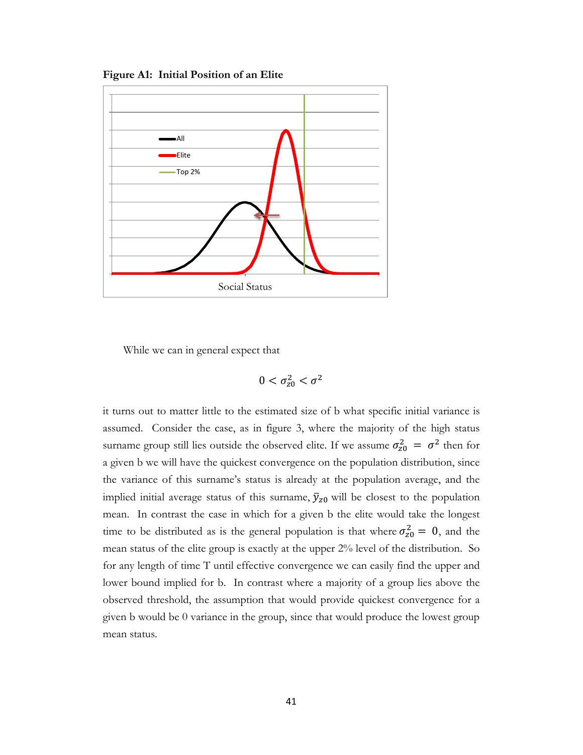**Figure A1: Initial Position of an Elite**

While we can in general expect that

$$0 < \sigma_{z0}^2 < \sigma^2$$

it turns out to matter little to the estimated size of b what specific initial variance is assumed. Consider the case, as in figure 3, where the majority of the high status surname group still lies outside the observed elite. If we assume $\sigma_{z0}^2 = \sigma^2$ then for a given b we will have the quickest convergence on the population distribution, since the variance of this surname's status is already at the population average, and the implied initial average status of this surname, $\bar{y}_{z0}$ will be closest to the population mean. In contrast the case in which for a given b the elite would take the longest time to be distributed as is the general population is that where $\sigma_{z0}^2 = 0$, and the mean status of the elite group is exactly at the upper 2% level of the distribution. So for any length of time T until effective convergence we can easily find the upper and lower bound implied for b. In contrast where a majority of a group lies above the observed threshold, the assumption that would provide quickest convergence for a given b would be 0 variance in the group, since that would produce the lowest group mean status.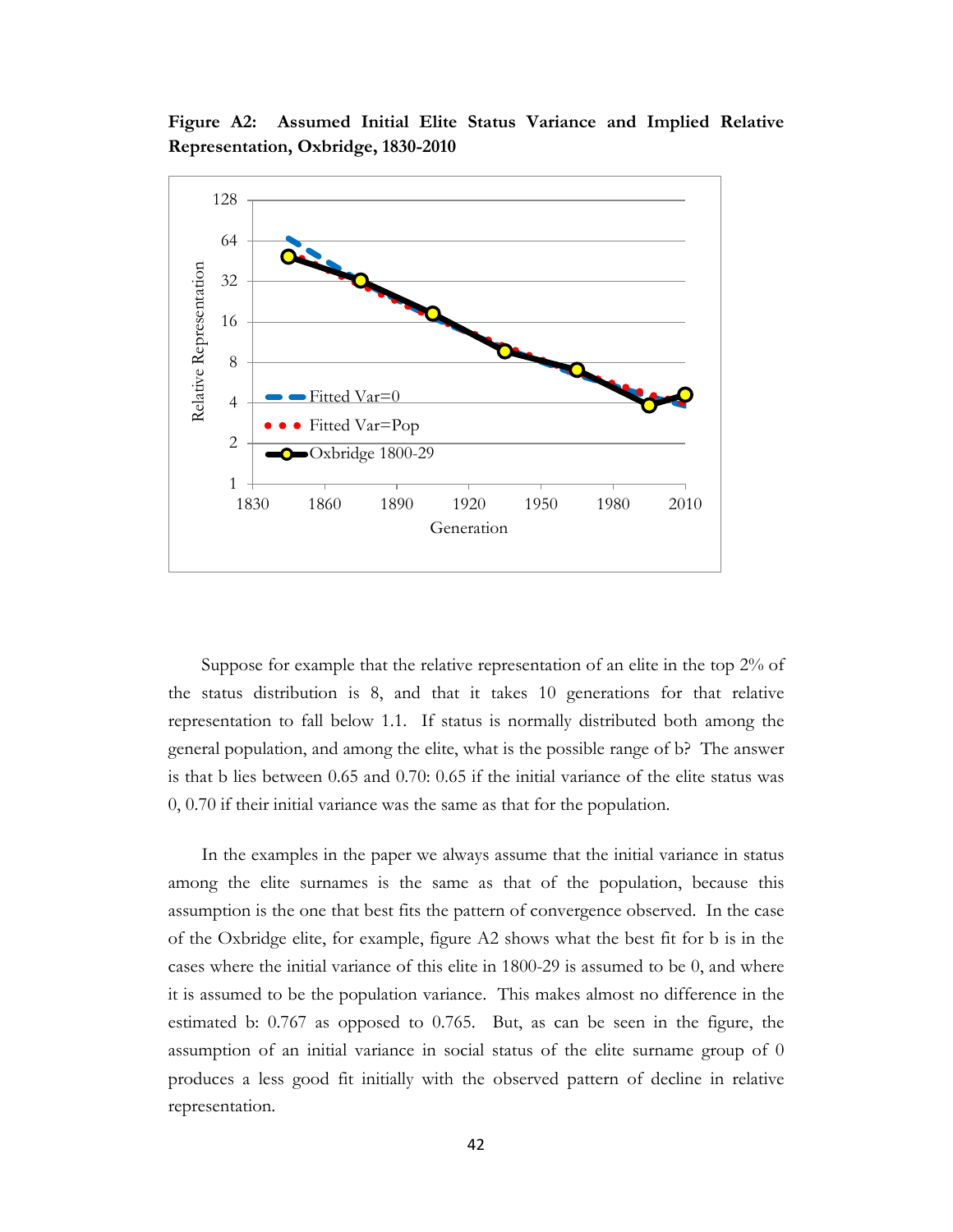**Figure A2: Assumed Initial Elite Status Variance and Implied Relative Representation, Oxbridge, 1830-2010**

Suppose for example that the relative representation of an elite in the top 2% of the status distribution is 8, and that it takes 10 generations for that relative representation to fall below 1.1. If status is normally distributed both among the general population, and among the elite, what is the possible range of b? The answer is that b lies between 0.65 and 0.70: 0.65 if the initial variance of the elite status was 0, 0.70 if their initial variance was the same as that for the population.

In the examples in the paper we always assume that the initial variance in status among the elite surnames is the same as that of the population, because this assumption is the one that best fits the pattern of convergence observed. In the case of the Oxbridge elite, for example, figure A2 shows what the best fit for b is in the cases where the initial variance of this elite in 1800-29 is assumed to be 0, and where it is assumed to be the population variance. This makes almost no difference in the estimated b: 0.767 as opposed to 0.765. But, as can be seen in the figure, the assumption of an initial variance in social status of the elite surname group of 0 produces a less good fit initially with the observed pattern of decline in relative representation.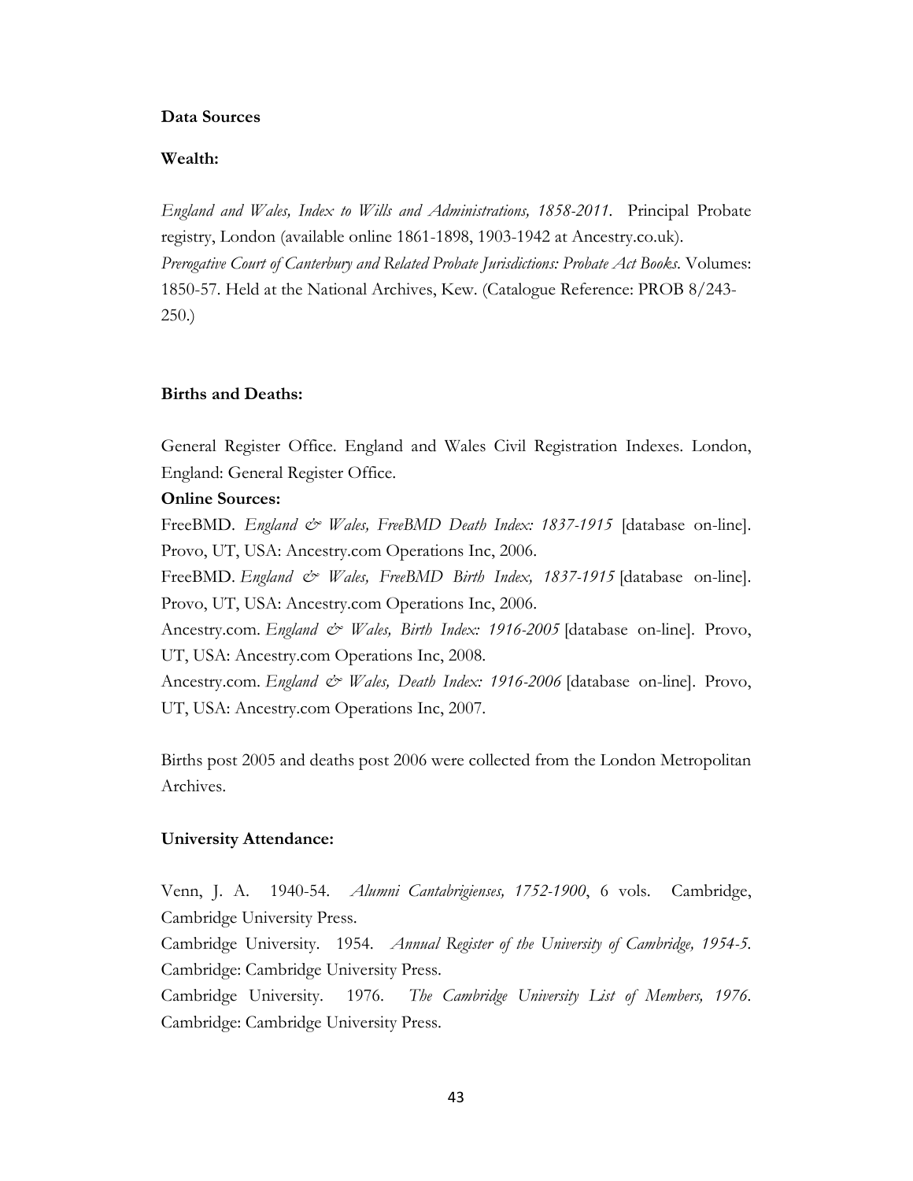**Data Sources**

**Wealth:**

*England and Wales, Index to Wills and Administrations, 1858-2011*. Principal Probate registry, London (available online 1861-1898, 1903-1942 at Ancestry.co.uk).
*Prerogative Court of Canterbury and Related Probate Jurisdictions: Probate Act Books*. Volumes: 1850-57. Held at the National Archives, Kew. (Catalogue Reference: PROB 8/243-250.)

**Births and Deaths:**

General Register Office. England and Wales Civil Registration Indexes. London, England: General Register Office.

**Online Sources:**

FreeBMD. *England & Wales, FreeBMD Death Index: 1837-1915* [database on-line]. Provo, UT, USA: Ancestry.com Operations Inc, 2006.
FreeBMD. *England & Wales, FreeBMD Birth Index, 1837-1915* [database on-line]. Provo, UT, USA: Ancestry.com Operations Inc, 2006.
Ancestry.com. *England & Wales, Birth Index: 1916-2005* [database on-line]. Provo, UT, USA: Ancestry.com Operations Inc, 2008.
Ancestry.com. *England & Wales, Death Index: 1916-2006* [database on-line]. Provo, UT, USA: Ancestry.com Operations Inc, 2007.

Births post 2005 and deaths post 2006 were collected from the London Metropolitan Archives.

**University Attendance:**

Venn, J. A. 1940-54. *Alumni Cantabrigienses, 1752-1900*, 6 vols. Cambridge, Cambridge University Press.
Cambridge University. 1954. *Annual Register of the University of Cambridge, 1954-5*. Cambridge: Cambridge University Press.
Cambridge University. 1976. *The Cambridge University List of Members, 1976*. Cambridge: Cambridge University Press.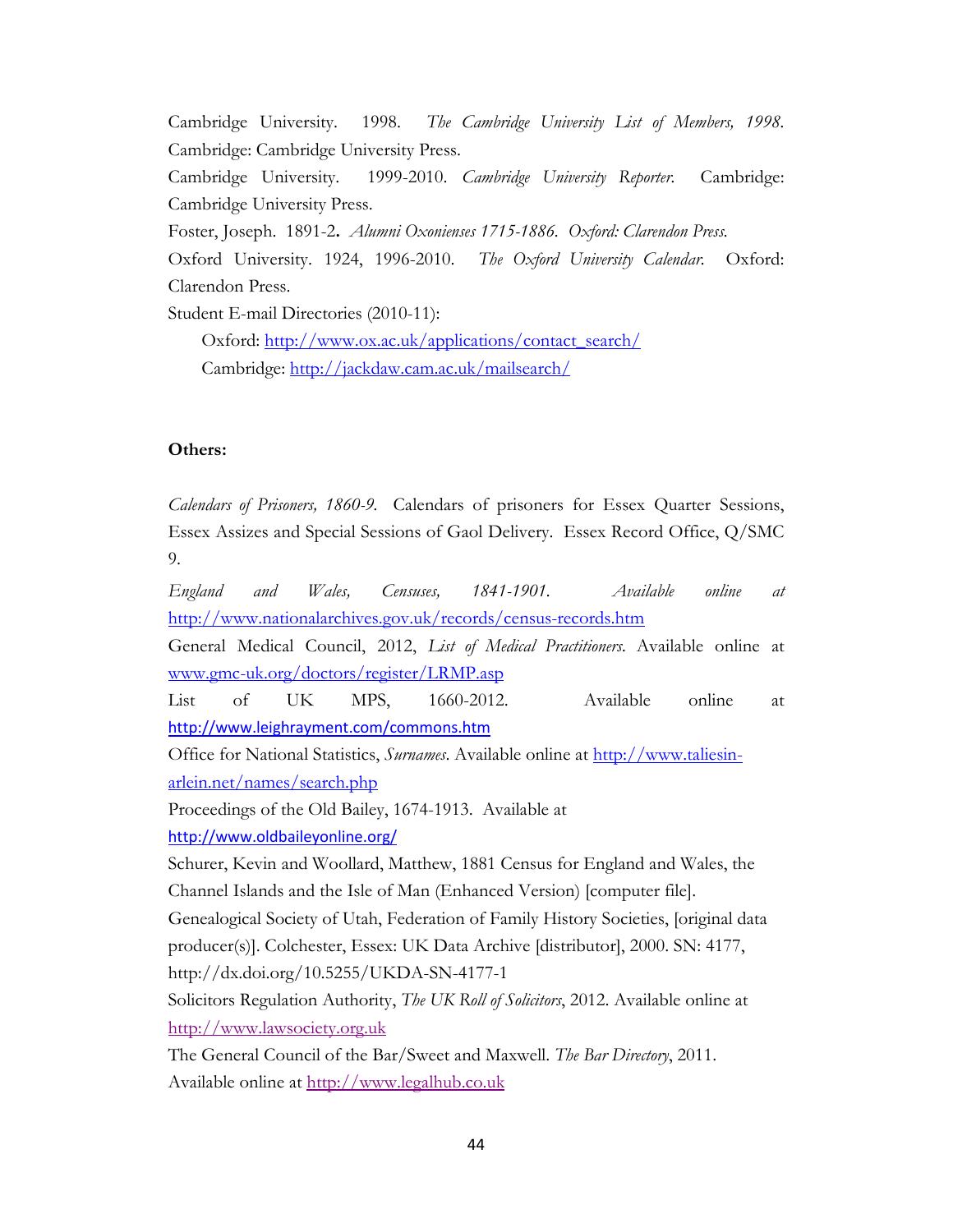Cambridge University. 1998. *The Cambridge University List of Members, 1998*. Cambridge: Cambridge University Press.

Cambridge University. 1999-2010. *Cambridge University Reporter.* Cambridge: Cambridge University Press.

Foster, Joseph. 1891-2**.** *Alumni Oxonienses 1715-1886. Oxford: Clarendon Press.*

Oxford University. 1924, 1996-2010. *The Oxford University Calendar.* Oxford: Clarendon Press.

Student E-mail Directories (2010-11):

Oxford: http://www.ox.ac.uk/applications/contact_search/

Cambridge: http://jackdaw.cam.ac.uk/mailsearch/

**Others:**

*Calendars of Prisoners, 1860-9*. Calendars of prisoners for Essex Quarter Sessions, Essex Assizes and Special Sessions of Gaol Delivery. Essex Record Office, Q/SMC 9.

*England and Wales, Censuses, 1841-1901. Available online at* http://www.nationalarchives.gov.uk/records/census-records.htm

General Medical Council, 2012, *List of Medical Practitioners.* Available online at www.gmc-uk.org/doctors/register/LRMP.asp

List of UK MPS, 1660-2012. Available online at http://www.leighrayment.com/commons.htm

Office for National Statistics, *Surnames*. Available online at http://www.taliesin-arlein.net/names/search.php

Proceedings of the Old Bailey, 1674-1913. Available at http://www.oldbaileyonline.org/

Schurer, Kevin and Woollard, Matthew, 1881 Census for England and Wales, the Channel Islands and the Isle of Man (Enhanced Version) [computer file]. Genealogical Society of Utah, Federation of Family History Societies, [original data producer(s)]. Colchester, Essex: UK Data Archive [distributor], 2000. SN: 4177, http://dx.doi.org/10.5255/UKDA-SN-4177-1

Solicitors Regulation Authority, *The UK Roll of Solicitors*, 2012. Available online at http://www.lawsociety.org.uk

The General Council of the Bar/Sweet and Maxwell. *The Bar Directory*, 2011. Available online at http://www.legalhub.co.uk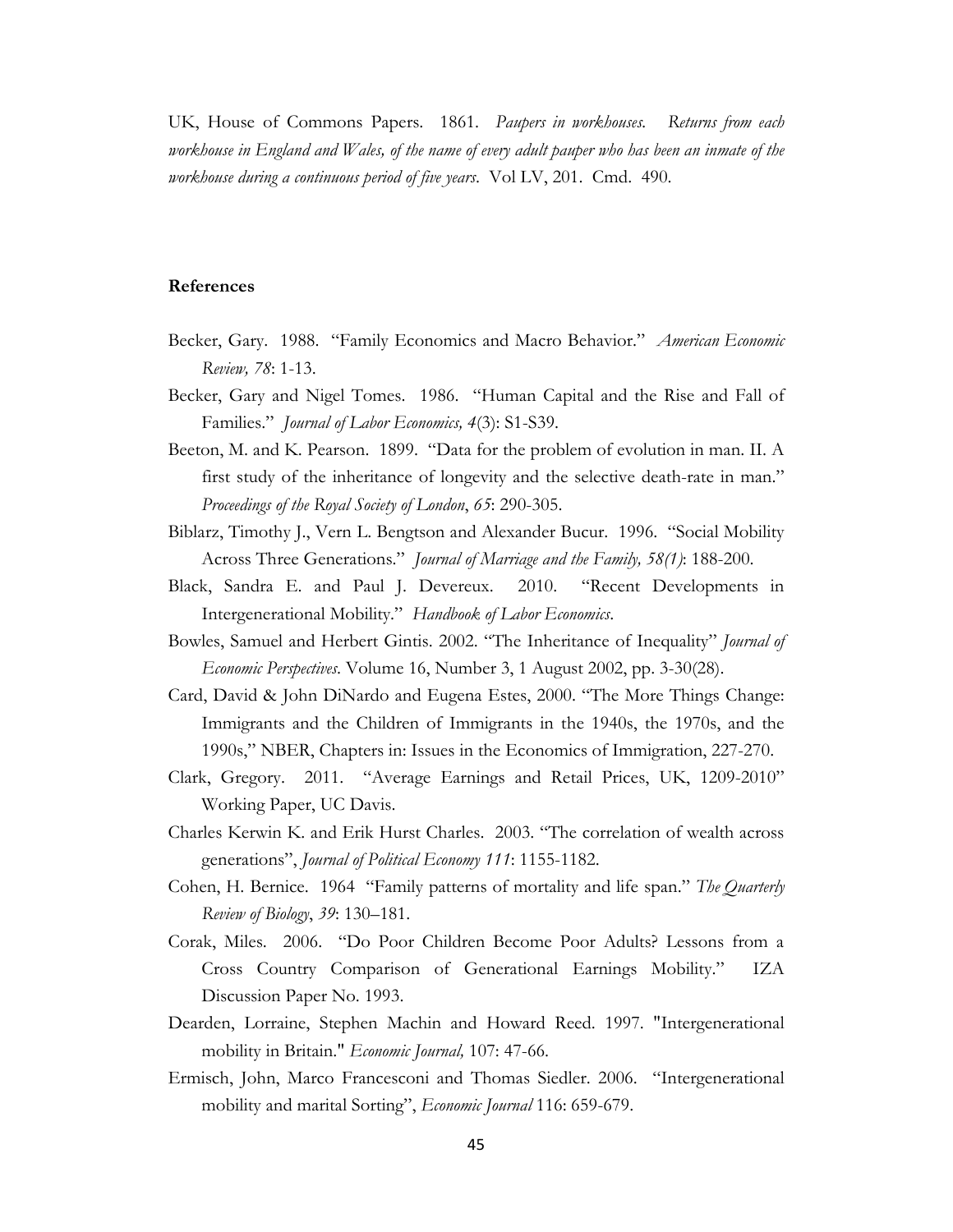UK, House of Commons Papers. 1861. *Paupers in workhouses. Returns from each workhouse in England and Wales, of the name of every adult pauper who has been an inmate of the workhouse during a continuous period of five years*. Vol LV, 201. Cmd. 490.

## References

Becker, Gary. 1988. "Family Economics and Macro Behavior." *American Economic Review, 78*: 1-13.

Becker, Gary and Nigel Tomes. 1986. "Human Capital and the Rise and Fall of Families." *Journal of Labor Economics, 4*(3): S1-S39.

Beeton, M. and K. Pearson. 1899. "Data for the problem of evolution in man. II. A first study of the inheritance of longevity and the selective death-rate in man." *Proceedings of the Royal Society of London*, *65*: 290-305.

Biblarz, Timothy J., Vern L. Bengtson and Alexander Bucur. 1996. "Social Mobility Across Three Generations." *Journal of Marriage and the Family, 58(1)*: 188-200.

Black, Sandra E. and Paul J. Devereux. 2010. "Recent Developments in Intergenerational Mobility." *Handbook of Labor Economics*.

Bowles, Samuel and Herbert Gintis. 2002. "The Inheritance of Inequality" *Journal of Economic Perspectives*. Volume 16, Number 3, 1 August 2002, pp. 3-30(28).

Card, David & John DiNardo and Eugena Estes, 2000. "The More Things Change: Immigrants and the Children of Immigrants in the 1940s, the 1970s, and the 1990s," NBER, Chapters in: Issues in the Economics of Immigration, 227-270.

Clark, Gregory. 2011. "Average Earnings and Retail Prices, UK, 1209-2010" Working Paper, UC Davis.

Charles Kerwin K. and Erik Hurst Charles. 2003. "The correlation of wealth across generations", *Journal of Political Economy 111*: 1155-1182.

Cohen, H. Bernice. 1964 "Family patterns of mortality and life span." *The Quarterly Review of Biology*, *39*: 130–181.

Corak, Miles. 2006. "Do Poor Children Become Poor Adults? Lessons from a Cross Country Comparison of Generational Earnings Mobility." IZA Discussion Paper No. 1993.

Dearden, Lorraine, Stephen Machin and Howard Reed. 1997. "Intergenerational mobility in Britain." *Economic Journal,* 107: 47-66.

Ermisch, John, Marco Francesconi and Thomas Siedler. 2006. "Intergenerational mobility and marital Sorting", *Economic Journal* 116: 659-679.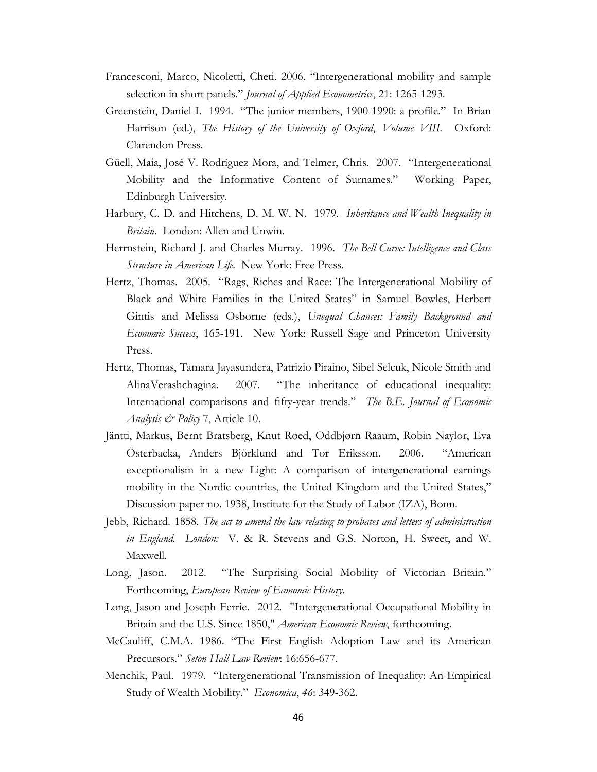Francesconi, Marco, Nicoletti, Cheti. 2006. "Intergenerational mobility and sample selection in short panels." *Journal of Applied Econometrics*, 21: 1265-1293.

Greenstein, Daniel I. 1994. "The junior members, 1900-1990: a profile." In Brian Harrison (ed.), *The History of the University of Oxford, Volume VIII*. Oxford: Clarendon Press.

Güell, Maia, José V. Rodríguez Mora, and Telmer, Chris. 2007. "Intergenerational Mobility and the Informative Content of Surnames." Working Paper, Edinburgh University.

Harbury, C. D. and Hitchens, D. M. W. N. 1979. *Inheritance and Wealth Inequality in Britain.* London: Allen and Unwin.

Herrnstein, Richard J. and Charles Murray. 1996. *The Bell Curve: Intelligence and Class Structure in American Life.* New York: Free Press.

Hertz, Thomas. 2005. "Rags, Riches and Race: The Intergenerational Mobility of Black and White Families in the United States" in Samuel Bowles, Herbert Gintis and Melissa Osborne (eds.), *Unequal Chances: Family Background and Economic Success*, 165-191. New York: Russell Sage and Princeton University Press.

Hertz, Thomas, Tamara Jayasundera, Patrizio Piraino, Sibel Selcuk, Nicole Smith and AlinaVerashchagina. 2007. "The inheritance of educational inequality: International comparisons and fifty-year trends." *The B.E. Journal of Economic Analysis & Policy* 7, Article 10.

Jäntti, Markus, Bernt Bratsberg, Knut Røed, Oddbjørn Raaum, Robin Naylor, Eva Österbacka, Anders Björklund and Tor Eriksson. 2006. "American exceptionalism in a new Light: A comparison of intergenerational earnings mobility in the Nordic countries, the United Kingdom and the United States," Discussion paper no. 1938, Institute for the Study of Labor (IZA), Bonn.

Jebb, Richard. 1858. *The act to amend the law relating to probates and letters of administration in England. London:* V. & R. Stevens and G.S. Norton, H. Sweet, and W. Maxwell.

Long, Jason. 2012. "The Surprising Social Mobility of Victorian Britain." Forthcoming, *European Review of Economic History.*

Long, Jason and Joseph Ferrie. 2012. "Intergenerational Occupational Mobility in Britain and the U.S. Since 1850," *American Economic Review*, forthcoming.

McCauliff, C.M.A. 1986. "The First English Adoption Law and its American Precursors." *Seton Hall Law Review*: 16:656-677.

Menchik, Paul. 1979. "Intergenerational Transmission of Inequality: An Empirical Study of Wealth Mobility." *Economica*, *46*: 349-362.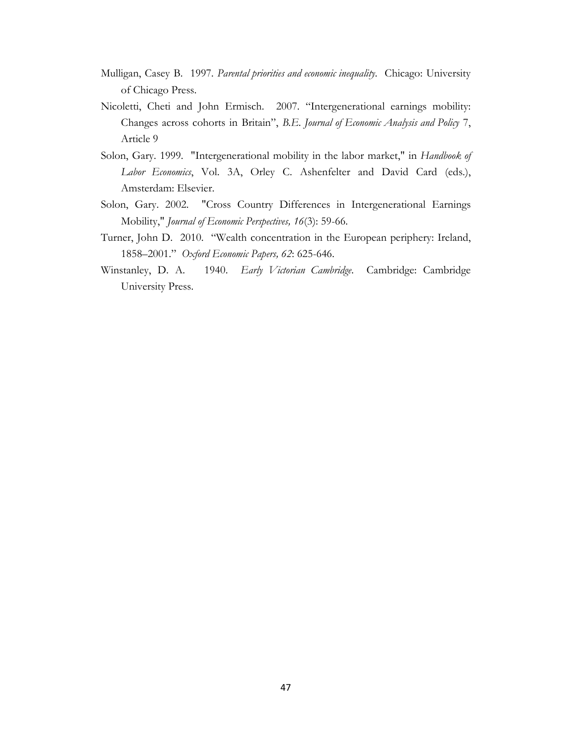Mulligan, Casey B. 1997. *Parental priorities and economic inequality*. Chicago: University of Chicago Press.

Nicoletti, Cheti and John Ermisch. 2007. "Intergenerational earnings mobility: Changes across cohorts in Britain", *B.E. Journal of Economic Analysis and Policy* 7, Article 9

Solon, Gary. 1999. "Intergenerational mobility in the labor market," in *Handbook of Labor Economics*, Vol. 3A, Orley C. Ashenfelter and David Card (eds.), Amsterdam: Elsevier.

Solon, Gary. 2002. "Cross Country Differences in Intergenerational Earnings Mobility," *Journal of Economic Perspectives, 16*(3): 59-66.

Turner, John D. 2010. "Wealth concentration in the European periphery: Ireland, 1858–2001." *Oxford Economic Papers, 62*: 625-646.

Winstanley, D. A. 1940. *Early Victorian Cambridge*. Cambridge: Cambridge University Press.